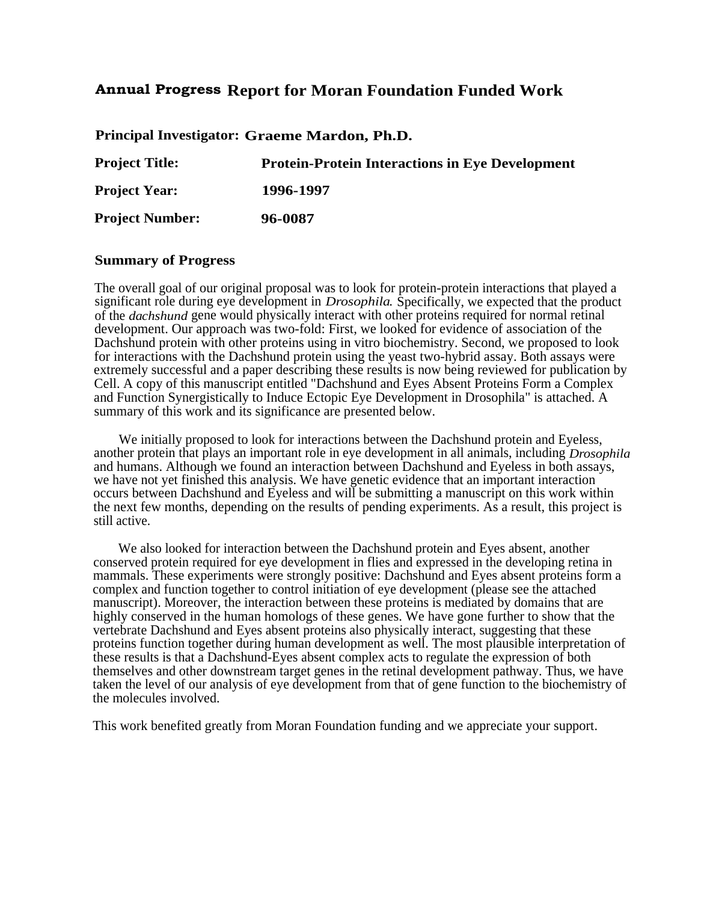# Annual Progress Report for Moran Foundation Funded Work

**Principal Investigator:** **Graeme Mardon, Ph.D.**

**Project Title:** **Protein-Protein Interactions in Eye Development**

**Project Year:** **1996-1997**

**Project Number:** **96-0087**

## Summary of Progress

The overall goal of our original proposal was to look for protein-protein interactions that played a significant role during eye development in *Drosophila*. Specifically, we expected that the product of the *dachshund* gene would physically interact with other proteins required for normal retinal development. Our approach was two-fold: First, we looked for evidence of association of the Dachshund protein with other proteins using in vitro biochemistry. Second, we proposed to look for interactions with the Dachshund protein using the yeast two-hybrid assay. Both assays were extremely successful and a paper describing these results is now being reviewed for publication by Cell. A copy of this manuscript entitled "Dachshund and Eyes Absent Proteins Form a Complex and Function Synergistically to Induce Ectopic Eye Development in Drosophila" is attached. A summary of this work and its significance are presented below.

We initially proposed to look for interactions between the Dachshund protein and Eyeless, another protein that plays an important role in eye development in all animals, including *Drosophila* and humans. Although we found an interaction between Dachshund and Eyeless in both assays, we have not yet finished this analysis. We have genetic evidence that an important interaction occurs between Dachshund and Eyeless and will be submitting a manuscript on this work within the next few months, depending on the results of pending experiments. As a result, this project is still active.

We also looked for interaction between the Dachshund protein and Eyes absent, another conserved protein required for eye development in flies and expressed in the developing retina in mammals. These experiments were strongly positive: Dachshund and Eyes absent proteins form a complex and function together to control initiation of eye development (please see the attached manuscript). Moreover, the interaction between these proteins is mediated by domains that are highly conserved in the human homologs of these genes. We have gone further to show that the vertebrate Dachshund and Eyes absent proteins also physically interact, suggesting that these proteins function together during human development as well. The most plausible interpretation of these results is that a Dachshund-Eyes absent complex acts to regulate the expression of both themselves and other downstream target genes in the retinal development pathway. Thus, we have taken the level of our analysis of eye development from that of gene function to the biochemistry of the molecules involved.

This work benefited greatly from Moran Foundation funding and we appreciate your support.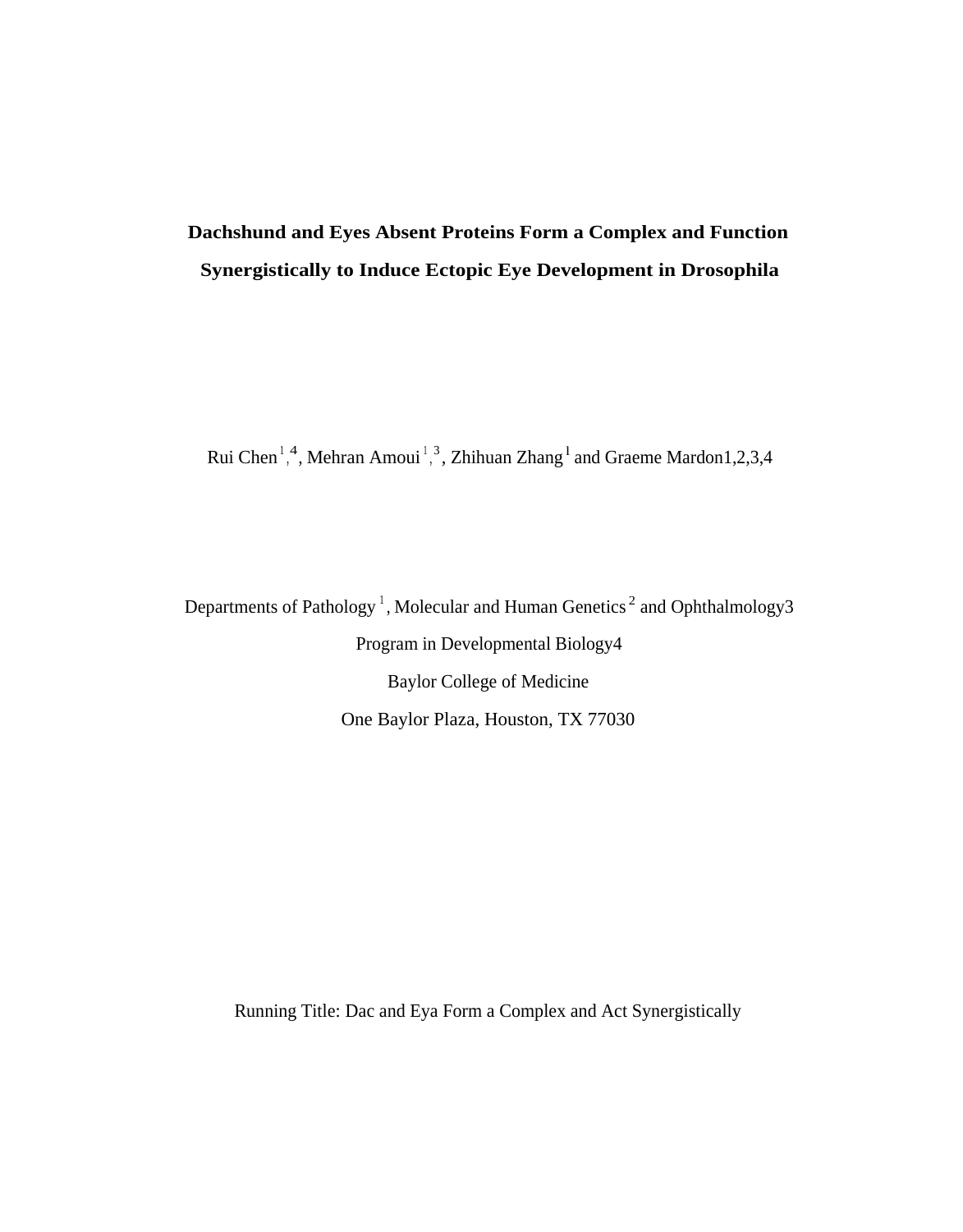# Dachshund and Eyes Absent Proteins Form a Complex and Function Synergistically to Induce Ectopic Eye Development in Drosophila

Rui Chen[1,4], Mehran Amoui[1,3], Zhihuan Zhang[1] and Graeme Mardon[1,2,3,4]

Departments of Pathology[1], Molecular and Human Genetics[2] and Ophthalmology[3]

Program in Developmental Biology[4]

Baylor College of Medicine

One Baylor Plaza, Houston, TX 77030

Running Title: Dac and Eya Form a Complex and Act Synergistically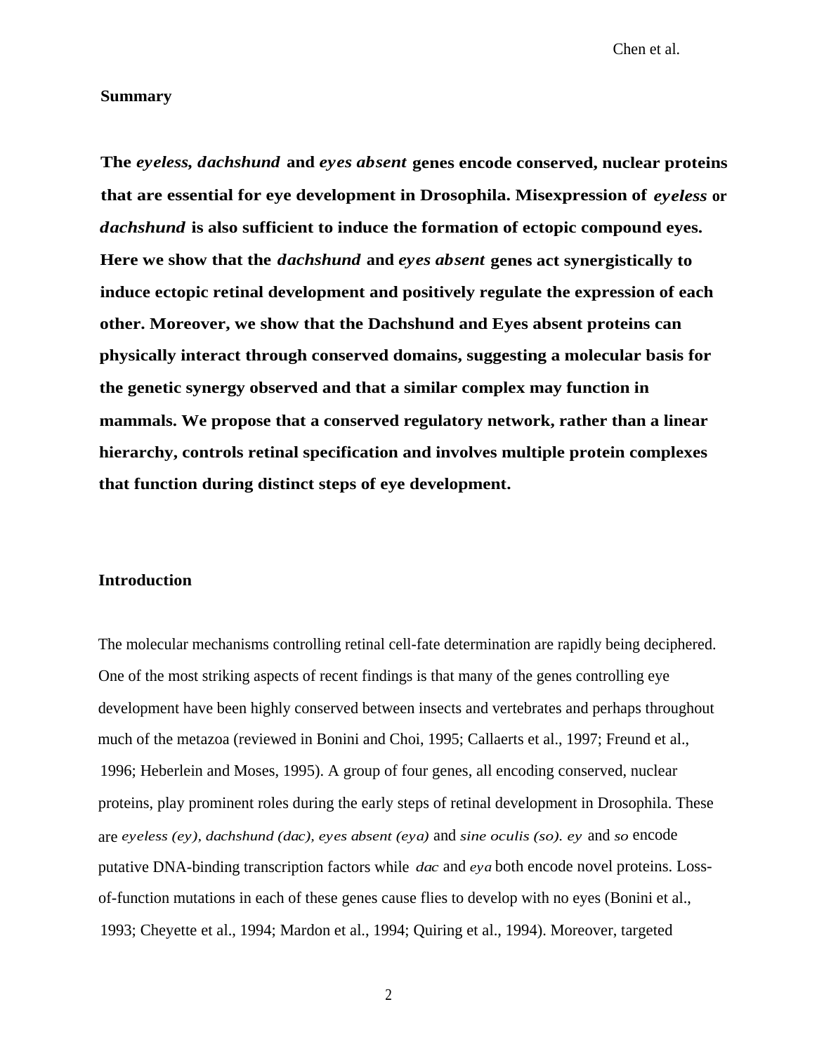## Summary

**The *eyeless, dachshund* and *eyes absent* genes encode conserved, nuclear proteins that are essential for eye development in Drosophila. Misexpression of *eyeless* or *dachshund* is also sufficient to induce the formation of ectopic compound eyes. Here we show that the *dachshund* and *eyes absent* genes act synergistically to induce ectopic retinal development and positively regulate the expression of each other. Moreover, we show that the Dachshund and Eyes absent proteins can physically interact through conserved domains, suggesting a molecular basis for the genetic synergy observed and that a similar complex may function in mammals. We propose that a conserved regulatory network, rather than a linear hierarchy, controls retinal specification and involves multiple protein complexes that function during distinct steps of eye development.**

## Introduction

The molecular mechanisms controlling retinal cell-fate determination are rapidly being deciphered. One of the most striking aspects of recent findings is that many of the genes controlling eye development have been highly conserved between insects and vertebrates and perhaps throughout much of the metazoa (reviewed in Bonini and Choi, 1995; Callaerts et al., 1997; Freund et al., 1996; Heberlein and Moses, 1995). A group of four genes, all encoding conserved, nuclear proteins, play prominent roles during the early steps of retinal development in Drosophila. These are *eyeless (ey), dachshund (dac), eyes absent (eya)* and *sine oculis (so). ey* and *so* encode putative DNA-binding transcription factors while *dac* and *eya* both encode novel proteins. Loss-of-function mutations in each of these genes cause flies to develop with no eyes (Bonini et al., 1993; Cheyette et al., 1994; Mardon et al., 1994; Quiring et al., 1994). Moreover, targeted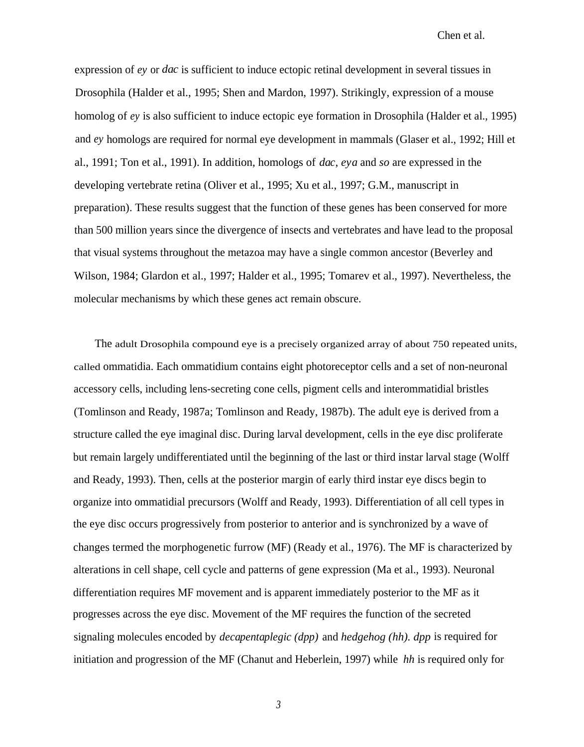expression of *ey* or *dac* is sufficient to induce ectopic retinal development in several tissues in Drosophila (Halder et al., 1995; Shen and Mardon, 1997). Strikingly, expression of a mouse homolog of *ey* is also sufficient to induce ectopic eye formation in Drosophila (Halder et al., 1995) and *ey* homologs are required for normal eye development in mammals (Glaser et al., 1992; Hill et al., 1991; Ton et al., 1991). In addition, homologs of *dac*, *eya* and *so* are expressed in the developing vertebrate retina (Oliver et al., 1995; Xu et al., 1997; G.M., manuscript in preparation). These results suggest that the function of these genes has been conserved for more than 500 million years since the divergence of insects and vertebrates and have lead to the proposal that visual systems throughout the metazoa may have a single common ancestor (Beverley and Wilson, 1984; Glardon et al., 1997; Halder et al., 1995; Tomarev et al., 1997). Nevertheless, the molecular mechanisms by which these genes act remain obscure.

The adult Drosophila compound eye is a precisely organized array of about 750 repeated units, called ommatidia. Each ommatidium contains eight photoreceptor cells and a set of non-neuronal accessory cells, including lens-secreting cone cells, pigment cells and interommatidial bristles (Tomlinson and Ready, 1987a; Tomlinson and Ready, 1987b). The adult eye is derived from a structure called the eye imaginal disc. During larval development, cells in the eye disc proliferate but remain largely undifferentiated until the beginning of the last or third instar larval stage (Wolff and Ready, 1993). Then, cells at the posterior margin of early third instar eye discs begin to organize into ommatidial precursors (Wolff and Ready, 1993). Differentiation of all cell types in the eye disc occurs progressively from posterior to anterior and is synchronized by a wave of changes termed the morphogenetic furrow (MF) (Ready et al., 1976). The MF is characterized by alterations in cell shape, cell cycle and patterns of gene expression (Ma et al., 1993). Neuronal differentiation requires MF movement and is apparent immediately posterior to the MF as it progresses across the eye disc. Movement of the MF requires the function of the secreted signaling molecules encoded by *decapentaplegic (dpp)* and *hedgehog (hh)*. *dpp* is required for initiation and progression of the MF (Chanut and Heberlein, 1997) while *hh* is required only for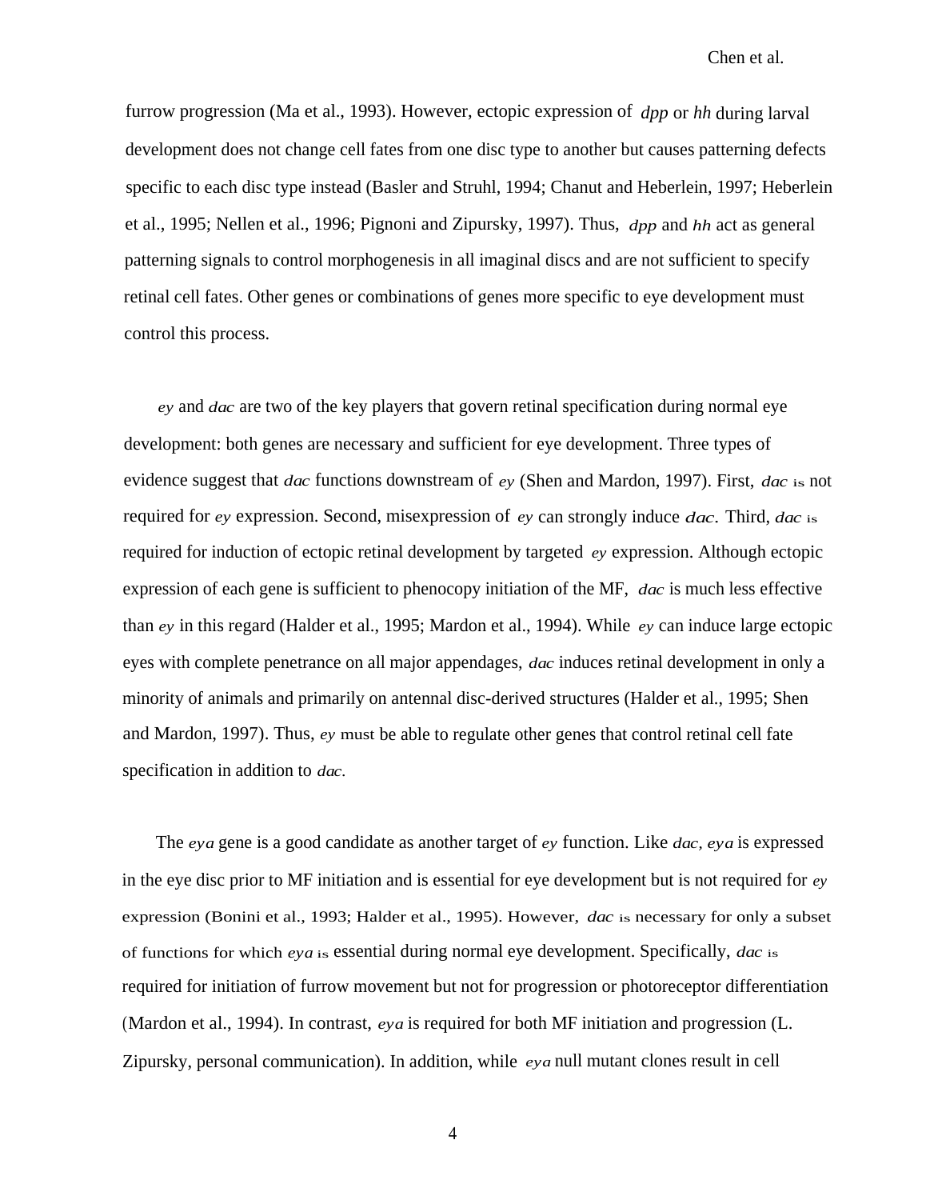furrow progression (Ma et al., 1993). However, ectopic expression of *dpp* or *hh* during larval development does not change cell fates from one disc type to another but causes patterning defects specific to each disc type instead (Basler and Struhl, 1994; Chanut and Heberlein, 1997; Heberlein et al., 1995; Nellen et al., 1996; Pignoni and Zipursky, 1997). Thus, *dpp* and *hh* act as general patterning signals to control morphogenesis in all imaginal discs and are not sufficient to specify retinal cell fates. Other genes or combinations of genes more specific to eye development must control this process.

*ey* and *dac* are two of the key players that govern retinal specification during normal eye development: both genes are necessary and sufficient for eye development. Three types of evidence suggest that *dac* functions downstream of *ey* (Shen and Mardon, 1997). First, *dac* is not required for *ey* expression. Second, misexpression of *ey* can strongly induce *dac*. Third, *dac* is required for induction of ectopic retinal development by targeted *ey* expression. Although ectopic expression of each gene is sufficient to phenocopy initiation of the MF, *dac* is much less effective than *ey* in this regard (Halder et al., 1995; Mardon et al., 1994). While *ey* can induce large ectopic eyes with complete penetrance on all major appendages, *dac* induces retinal development in only a minority of animals and primarily on antennal disc-derived structures (Halder et al., 1995; Shen and Mardon, 1997). Thus, *ey* must be able to regulate other genes that control retinal cell fate specification in addition to *dac*.

The *eya* gene is a good candidate as another target of *ey* function. Like *dac*, *eya* is expressed in the eye disc prior to MF initiation and is essential for eye development but is not required for *ey* expression (Bonini et al., 1993; Halder et al., 1995). However, *dac* is necessary for only a subset of functions for which *eya* is essential during normal eye development. Specifically, *dac* is required for initiation of furrow movement but not for progression or photoreceptor differentiation (Mardon et al., 1994). In contrast, *eya* is required for both MF initiation and progression (L. Zipursky, personal communication). In addition, while *eya* null mutant clones result in cell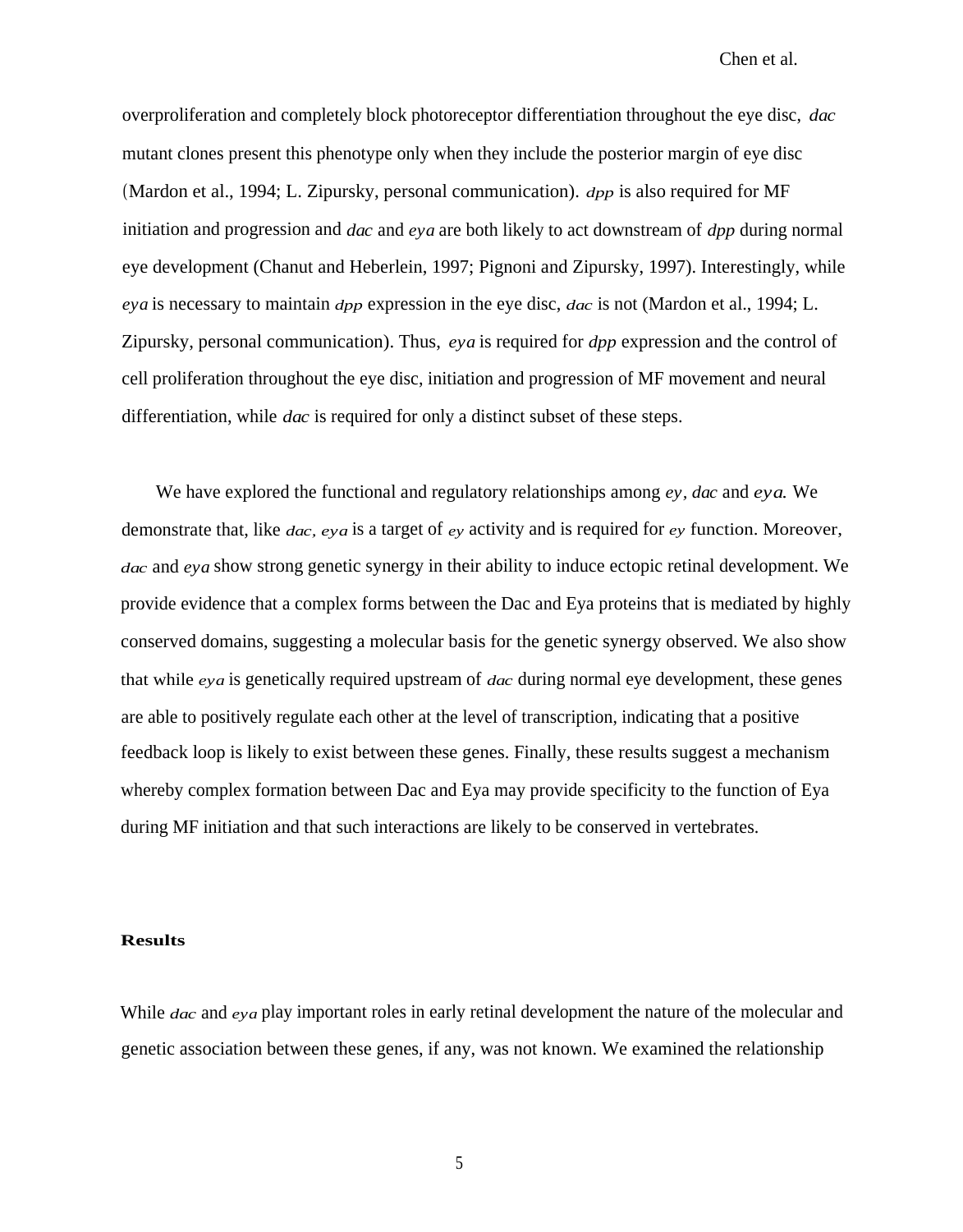overproliferation and completely block photoreceptor differentiation throughout the eye disc, *dac* mutant clones present this phenotype only when they include the posterior margin of eye disc (Mardon et al., 1994; L. Zipursky, personal communication). *dpp* is also required for MF initiation and progression and *dac* and *eya* are both likely to act downstream of *dpp* during normal eye development (Chanut and Heberlein, 1997; Pignoni and Zipursky, 1997). Interestingly, while *eya* is necessary to maintain *dpp* expression in the eye disc, *dac* is not (Mardon et al., 1994; L. Zipursky, personal communication). Thus, *eya* is required for *dpp* expression and the control of cell proliferation throughout the eye disc, initiation and progression of MF movement and neural differentiation, while *dac* is required for only a distinct subset of these steps.

We have explored the functional and regulatory relationships among *ey*, *dac* and *eya.* We demonstrate that, like *dac*, *eya* is a target of *ey* activity and is required for *ey* function. Moreover, *dac* and *eya* show strong genetic synergy in their ability to induce ectopic retinal development. We provide evidence that a complex forms between the Dac and Eya proteins that is mediated by highly conserved domains, suggesting a molecular basis for the genetic synergy observed. We also show that while *eya* is genetically required upstream of *dac* during normal eye development, these genes are able to positively regulate each other at the level of transcription, indicating that a positive feedback loop is likely to exist between these genes. Finally, these results suggest a mechanism whereby complex formation between Dac and Eya may provide specificity to the function of Eya during MF initiation and that such interactions are likely to be conserved in vertebrates.

## Results

While *dac* and *eya* play important roles in early retinal development the nature of the molecular and genetic association between these genes, if any, was not known. We examined the relationship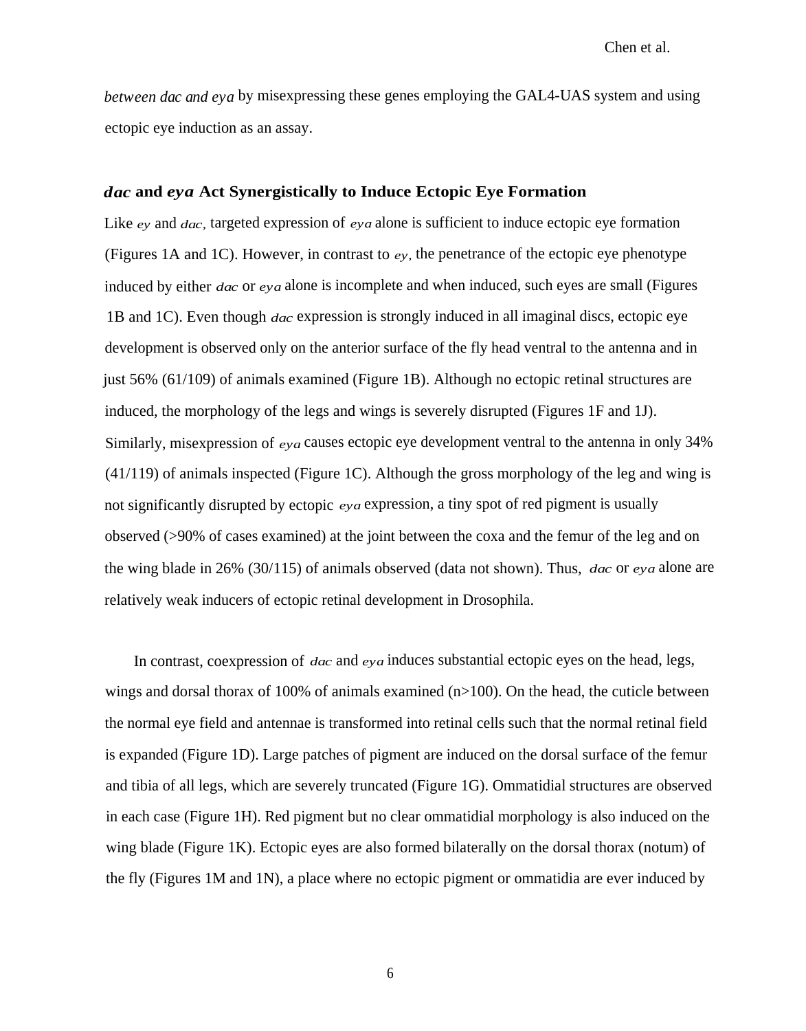*between dac and eya* by misexpressing these genes employing the GAL4-UAS system and using ectopic eye induction as an assay.

### *dac* and *eya* Act Synergistically to Induce Ectopic Eye Formation

Like *ey* and *dac,* targeted expression of *eya* alone is sufficient to induce ectopic eye formation (Figures 1A and 1C). However, in contrast to *ey,* the penetrance of the ectopic eye phenotype induced by either *dac* or *eya* alone is incomplete and when induced, such eyes are small (Figures 1B and 1C). Even though *dac* expression is strongly induced in all imaginal discs, ectopic eye development is observed only on the anterior surface of the fly head ventral to the antenna and in just 56% (61/109) of animals examined (Figure 1B). Although no ectopic retinal structures are induced, the morphology of the legs and wings is severely disrupted (Figures 1F and 1J). Similarly, misexpression of *eya* causes ectopic eye development ventral to the antenna in only 34% (41/119) of animals inspected (Figure 1C). Although the gross morphology of the leg and wing is not significantly disrupted by ectopic *eya* expression, a tiny spot of red pigment is usually observed (>90% of cases examined) at the joint between the coxa and the femur of the leg and on the wing blade in 26% (30/115) of animals observed (data not shown). Thus, *dac* or *eya* alone are relatively weak inducers of ectopic retinal development in Drosophila.

In contrast, coexpression of *dac* and *eya* induces substantial ectopic eyes on the head, legs, wings and dorsal thorax of 100% of animals examined (n>100). On the head, the cuticle between the normal eye field and antennae is transformed into retinal cells such that the normal retinal field is expanded (Figure 1D). Large patches of pigment are induced on the dorsal surface of the femur and tibia of all legs, which are severely truncated (Figure 1G). Ommatidial structures are observed in each case (Figure 1H). Red pigment but no clear ommatidial morphology is also induced on the wing blade (Figure 1K). Ectopic eyes are also formed bilaterally on the dorsal thorax (notum) of the fly (Figures 1M and 1N), a place where no ectopic pigment or ommatidia are ever induced by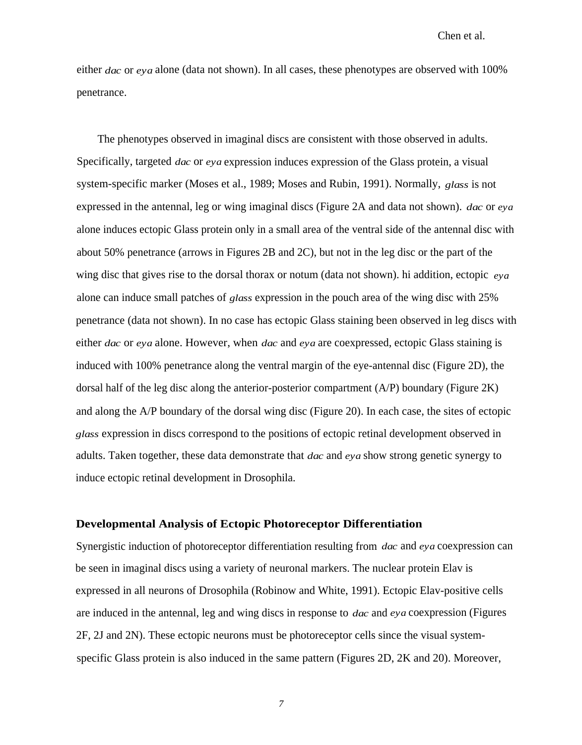either *dac* or *eya* alone (data not shown). In all cases, these phenotypes are observed with 100% penetrance.

The phenotypes observed in imaginal discs are consistent with those observed in adults. Specifically, targeted *dac* or *eya* expression induces expression of the Glass protein, a visual system-specific marker (Moses et al., 1989; Moses and Rubin, 1991). Normally, *glass* is not expressed in the antennal, leg or wing imaginal discs (Figure 2A and data not shown). *dac* or *eya* alone induces ectopic Glass protein only in a small area of the ventral side of the antennal disc with about 50% penetrance (arrows in Figures 2B and 2C), but not in the leg disc or the part of the wing disc that gives rise to the dorsal thorax or notum (data not shown). hi addition, ectopic *eya* alone can induce small patches of *glass* expression in the pouch area of the wing disc with 25% penetrance (data not shown). In no case has ectopic Glass staining been observed in leg discs with either *dac* or *eya* alone. However, when *dac* and *eya* are coexpressed, ectopic Glass staining is induced with 100% penetrance along the ventral margin of the eye-antennal disc (Figure 2D), the dorsal half of the leg disc along the anterior-posterior compartment (A/P) boundary (Figure 2K) and along the A/P boundary of the dorsal wing disc (Figure 20). In each case, the sites of ectopic *glass* expression in discs correspond to the positions of ectopic retinal development observed in adults. Taken together, these data demonstrate that *dac* and *eya* show strong genetic synergy to induce ectopic retinal development in Drosophila.

**Developmental Analysis of Ectopic Photoreceptor Differentiation**

Synergistic induction of photoreceptor differentiation resulting from *dac* and *eya* coexpression can be seen in imaginal discs using a variety of neuronal markers. The nuclear protein Elav is expressed in all neurons of Drosophila (Robinow and White, 1991). Ectopic Elav-positive cells are induced in the antennal, leg and wing discs in response to *dac* and *eya* coexpression (Figures 2F, 2J and 2N). These ectopic neurons must be photoreceptor cells since the visual system-specific Glass protein is also induced in the same pattern (Figures 2D, 2K and 20). Moreover,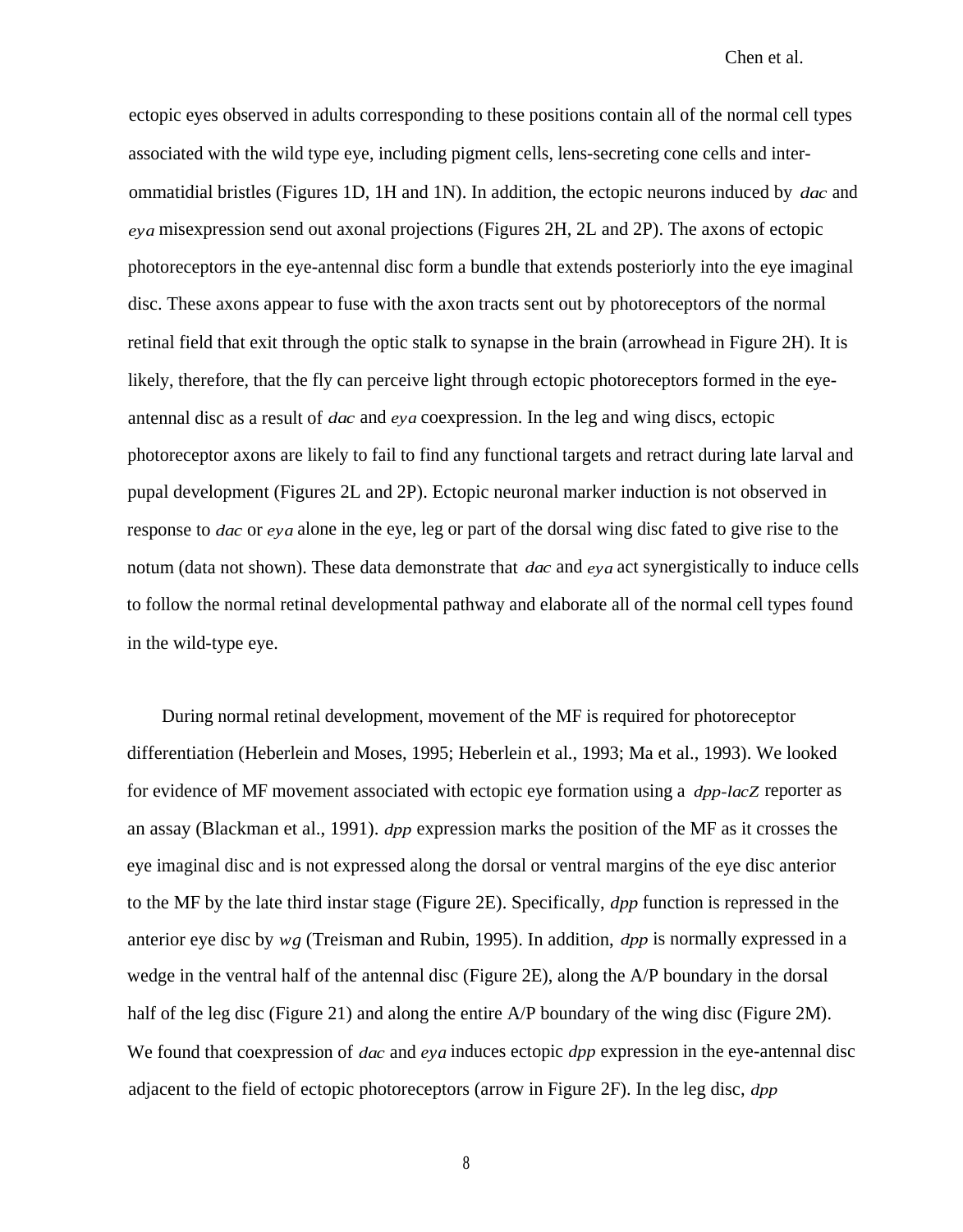ectopic eyes observed in adults corresponding to these positions contain all of the normal cell types associated with the wild type eye, including pigment cells, lens-secreting cone cells and inter-ommatidial bristles (Figures 1D, 1H and 1N). In addition, the ectopic neurons induced by *dac* and *eya* misexpression send out axonal projections (Figures 2H, 2L and 2P). The axons of ectopic photoreceptors in the eye-antennal disc form a bundle that extends posteriorly into the eye imaginal disc. These axons appear to fuse with the axon tracts sent out by photoreceptors of the normal retinal field that exit through the optic stalk to synapse in the brain (arrowhead in Figure 2H). It is likely, therefore, that the fly can perceive light through ectopic photoreceptors formed in the eye-antennal disc as a result of *dac* and *eya* coexpression. In the leg and wing discs, ectopic photoreceptor axons are likely to fail to find any functional targets and retract during late larval and pupal development (Figures 2L and 2P). Ectopic neuronal marker induction is not observed in response to *dac* or *eya* alone in the eye, leg or part of the dorsal wing disc fated to give rise to the notum (data not shown). These data demonstrate that *dac* and *eya* act synergistically to induce cells to follow the normal retinal developmental pathway and elaborate all of the normal cell types found in the wild-type eye.

During normal retinal development, movement of the MF is required for photoreceptor differentiation (Heberlein and Moses, 1995; Heberlein et al., 1993; Ma et al., 1993). We looked for evidence of MF movement associated with ectopic eye formation using a *dpp-lacZ* reporter as an assay (Blackman et al., 1991). *dpp* expression marks the position of the MF as it crosses the eye imaginal disc and is not expressed along the dorsal or ventral margins of the eye disc anterior to the MF by the late third instar stage (Figure 2E). Specifically, *dpp* function is repressed in the anterior eye disc by *wg* (Treisman and Rubin, 1995). In addition, *dpp* is normally expressed in a wedge in the ventral half of the antennal disc (Figure 2E), along the A/P boundary in the dorsal half of the leg disc (Figure 21) and along the entire A/P boundary of the wing disc (Figure 2M). We found that coexpression of *dac* and *eya* induces ectopic *dpp* expression in the eye-antennal disc adjacent to the field of ectopic photoreceptors (arrow in Figure 2F). In the leg disc, *dpp*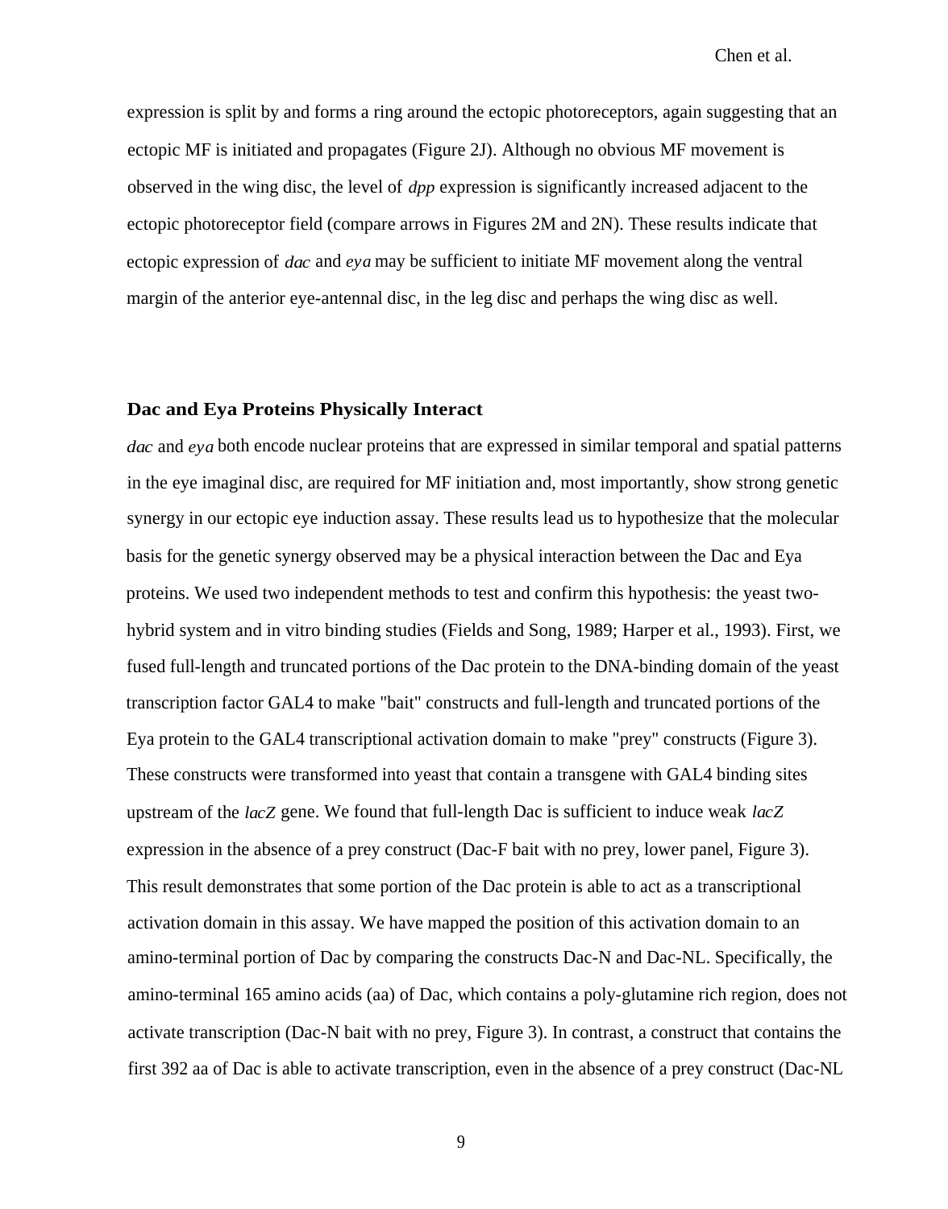expression is split by and forms a ring around the ectopic photoreceptors, again suggesting that an ectopic MF is initiated and propagates (Figure 2J). Although no obvious MF movement is observed in the wing disc, the level of *dpp* expression is significantly increased adjacent to the ectopic photoreceptor field (compare arrows in Figures 2M and 2N). These results indicate that ectopic expression of *dac* and *eya* may be sufficient to initiate MF movement along the ventral margin of the anterior eye-antennal disc, in the leg disc and perhaps the wing disc as well.

## Dac and Eya Proteins Physically Interact

*dac* and *eya* both encode nuclear proteins that are expressed in similar temporal and spatial patterns in the eye imaginal disc, are required for MF initiation and, most importantly, show strong genetic synergy in our ectopic eye induction assay. These results lead us to hypothesize that the molecular basis for the genetic synergy observed may be a physical interaction between the Dac and Eya proteins. We used two independent methods to test and confirm this hypothesis: the yeast two-hybrid system and in vitro binding studies (Fields and Song, 1989; Harper et al., 1993). First, we fused full-length and truncated portions of the Dac protein to the DNA-binding domain of the yeast transcription factor GAL4 to make "bait" constructs and full-length and truncated portions of the Eya protein to the GAL4 transcriptional activation domain to make "prey" constructs (Figure 3). These constructs were transformed into yeast that contain a transgene with GAL4 binding sites upstream of the *lacZ* gene. We found that full-length Dac is sufficient to induce weak *lacZ* expression in the absence of a prey construct (Dac-F bait with no prey, lower panel, Figure 3). This result demonstrates that some portion of the Dac protein is able to act as a transcriptional activation domain in this assay. We have mapped the position of this activation domain to an amino-terminal portion of Dac by comparing the constructs Dac-N and Dac-NL. Specifically, the amino-terminal 165 amino acids (aa) of Dac, which contains a poly-glutamine rich region, does not activate transcription (Dac-N bait with no prey, Figure 3). In contrast, a construct that contains the first 392 aa of Dac is able to activate transcription, even in the absence of a prey construct (Dac-NL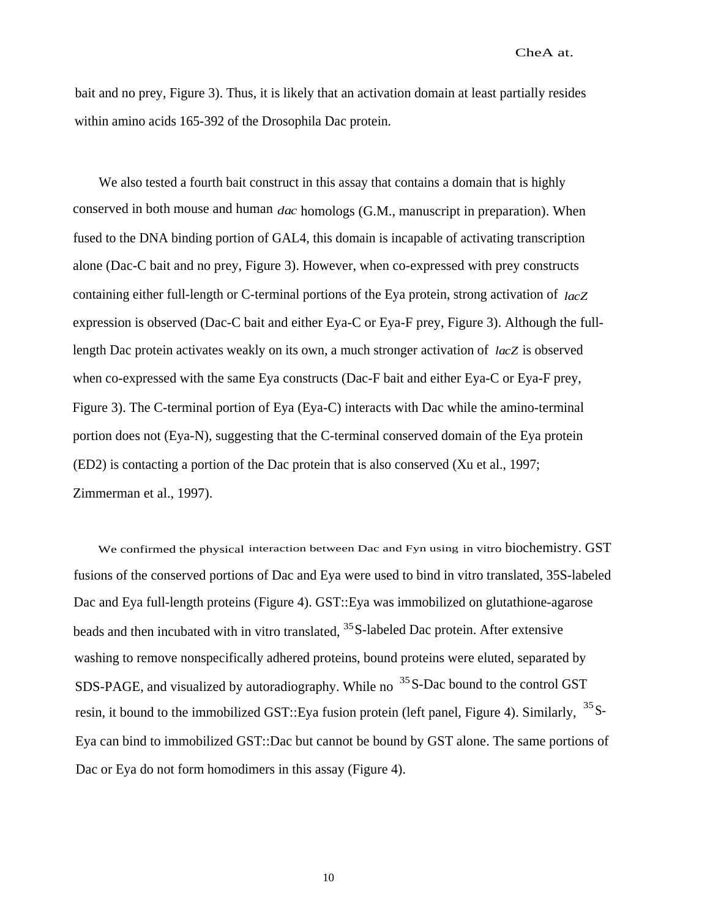bait and no prey, Figure 3). Thus, it is likely that an activation domain at least partially resides within amino acids 165-392 of the Drosophila Dac protein.

We also tested a fourth bait construct in this assay that contains a domain that is highly conserved in both mouse and human *dac* homologs (G.M., manuscript in preparation). When fused to the DNA binding portion of GAL4, this domain is incapable of activating transcription alone (Dac-C bait and no prey, Figure 3). However, when co-expressed with prey constructs containing either full-length or C-terminal portions of the Eya protein, strong activation of *lacZ* expression is observed (Dac-C bait and either Eya-C or Eya-F prey, Figure 3). Although the full-length Dac protein activates weakly on its own, a much stronger activation of *lacZ* is observed when co-expressed with the same Eya constructs (Dac-F bait and either Eya-C or Eya-F prey, Figure 3). The C-terminal portion of Eya (Eya-C) interacts with Dac while the amino-terminal portion does not (Eya-N), suggesting that the C-terminal conserved domain of the Eya protein (ED2) is contacting a portion of the Dac protein that is also conserved (Xu et al., 1997; Zimmerman et al., 1997).

We confirmed the physical interaction between Dac and Fyn using in vitro biochemistry. GST fusions of the conserved portions of Dac and Eya were used to bind in vitro translated, 35S-labeled Dac and Eya full-length proteins (Figure 4). GST::Eya was immobilized on glutathione-agarose beads and then incubated with in vitro translated, $^{35}$S-labeled Dac protein. After extensive washing to remove nonspecifically adhered proteins, bound proteins were eluted, separated by SDS-PAGE, and visualized by autoradiography. While no $^{35}$S-Dac bound to the control GST resin, it bound to the immobilized GST::Eya fusion protein (left panel, Figure 4). Similarly, $^{35}$S-Eya can bind to immobilized GST::Dac but cannot be bound by GST alone. The same portions of Dac or Eya do not form homodimers in this assay (Figure 4).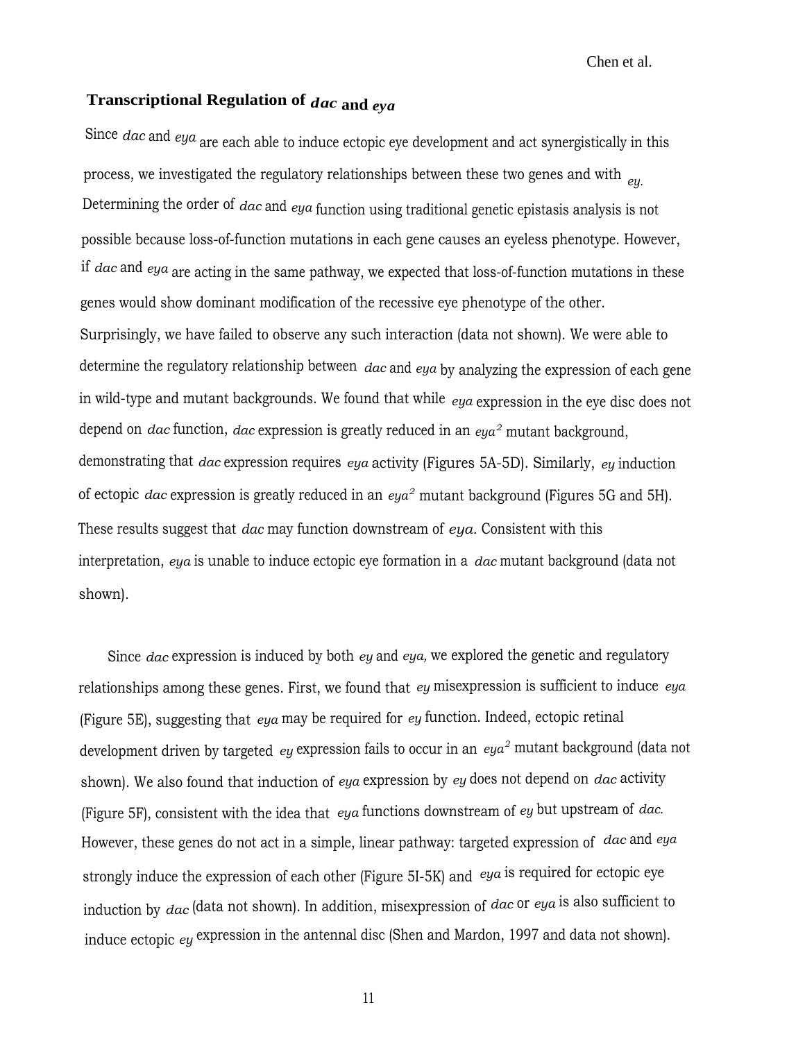### Transcriptional Regulation of *dac* and *eya*

Since *dac* and *eya* are each able to induce ectopic eye development and act synergistically in this process, we investigated the regulatory relationships between these two genes and with *ey*. Determining the order of *dac* and *eya* function using traditional genetic epistasis analysis is not possible because loss-of-function mutations in each gene causes an eyeless phenotype. However, if *dac* and *eya* are acting in the same pathway, we expected that loss-of-function mutations in these genes would show dominant modification of the recessive eye phenotype of the other. Surprisingly, we have failed to observe any such interaction (data not shown). We were able to determine the regulatory relationship between *dac* and *eya* by analyzing the expression of each gene in wild-type and mutant backgrounds. We found that while *eya* expression in the eye disc does not depend on *dac* function, *dac* expression is greatly reduced in an *eya²* mutant background, demonstrating that *dac* expression requires *eya* activity (Figures 5A-5D). Similarly, *ey* induction of ectopic *dac* expression is greatly reduced in an *eya²* mutant background (Figures 5G and 5H). These results suggest that *dac* may function downstream of *eya*. Consistent with this interpretation, *eya* is unable to induce ectopic eye formation in a *dac* mutant background (data not shown).

Since *dac* expression is induced by both *ey* and *eya*, we explored the genetic and regulatory relationships among these genes. First, we found that *ey* misexpression is sufficient to induce *eya* (Figure 5E), suggesting that *eya* may be required for *ey* function. Indeed, ectopic retinal development driven by targeted *ey* expression fails to occur in an *eya²* mutant background (data not shown). We also found that induction of *eya* expression by *ey* does not depend on *dac* activity (Figure 5F), consistent with the idea that *eya* functions downstream of *ey* but upstream of *dac*. However, these genes do not act in a simple, linear pathway: targeted expression of *dac* and *eya* strongly induce the expression of each other (Figure 5I-5K) and *eya* is required for ectopic eye induction by *dac* (data not shown). In addition, misexpression of *dac* or *eya* is also sufficient to induce ectopic *ey* expression in the antennal disc (Shen and Mardon, 1997 and data not shown).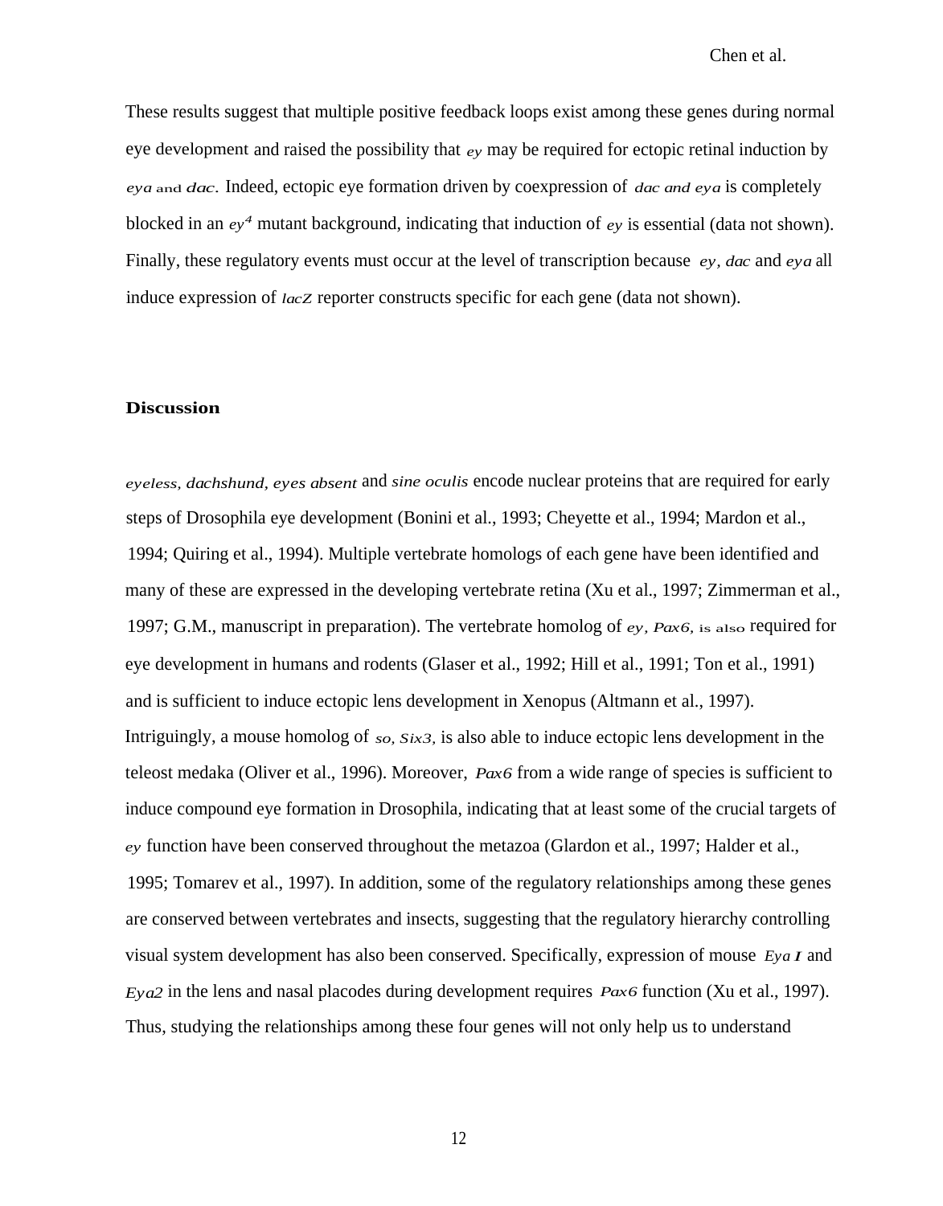These results suggest that multiple positive feedback loops exist among these genes during normal eye development and raised the possibility that *ey* may be required for ectopic retinal induction by *eya* and *dac*. Indeed, ectopic eye formation driven by coexpression of *dac and eya* is completely blocked in an *ey⁴* mutant background, indicating that induction of *ey* is essential (data not shown). Finally, these regulatory events must occur at the level of transcription because *ey, dac* and *eya* all induce expression of *lacZ* reporter constructs specific for each gene (data not shown).

## Discussion

*eyeless, dachshund, eyes absent* and *sine oculis* encode nuclear proteins that are required for early steps of Drosophila eye development (Bonini et al., 1993; Cheyette et al., 1994; Mardon et al., 1994; Quiring et al., 1994). Multiple vertebrate homologs of each gene have been identified and many of these are expressed in the developing vertebrate retina (Xu et al., 1997; Zimmerman et al., 1997; G.M., manuscript in preparation). The vertebrate homolog of *ey, Pax6,* is also required for eye development in humans and rodents (Glaser et al., 1992; Hill et al., 1991; Ton et al., 1991) and is sufficient to induce ectopic lens development in Xenopus (Altmann et al., 1997). Intriguingly, a mouse homolog of *so, Six3,* is also able to induce ectopic lens development in the teleost medaka (Oliver et al., 1996). Moreover, *Pax6* from a wide range of species is sufficient to induce compound eye formation in Drosophila, indicating that at least some of the crucial targets of *ey* function have been conserved throughout the metazoa (Glardon et al., 1997; Halder et al., 1995; Tomarev et al., 1997). In addition, some of the regulatory relationships among these genes are conserved between vertebrates and insects, suggesting that the regulatory hierarchy controlling visual system development has also been conserved. Specifically, expression of mouse *Eya1* and *Eya2* in the lens and nasal placodes during development requires *Pax6* function (Xu et al., 1997). Thus, studying the relationships among these four genes will not only help us to understand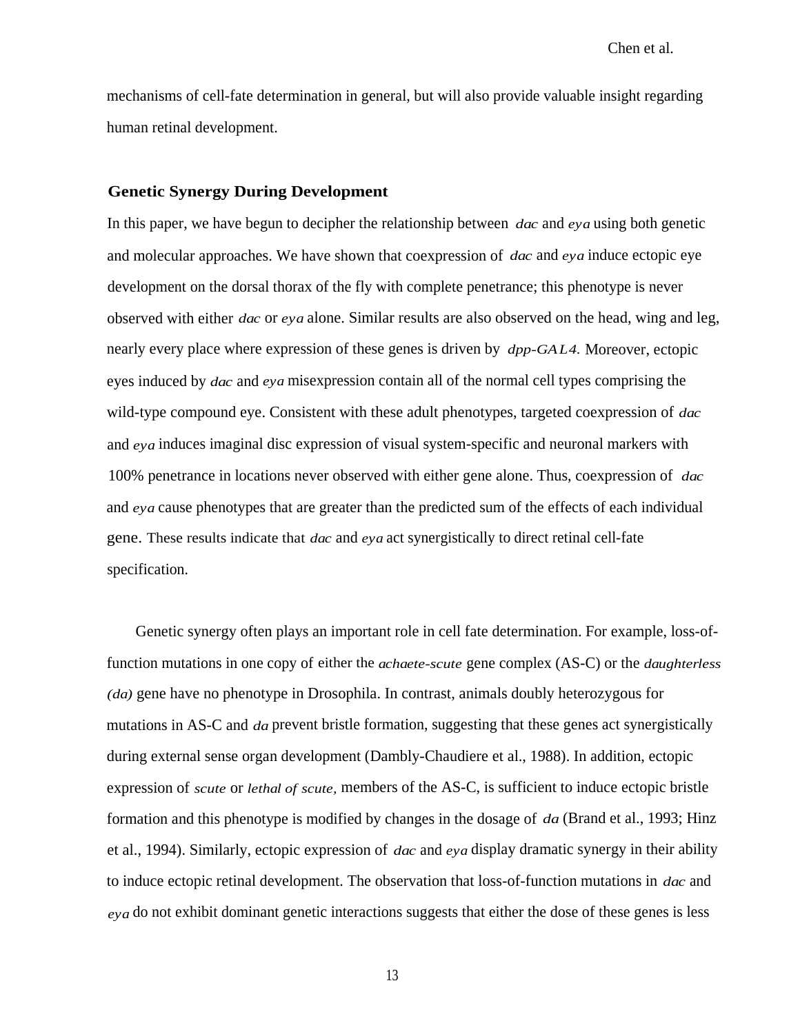mechanisms of cell-fate determination in general, but will also provide valuable insight regarding human retinal development.

## Genetic Synergy During Development

In this paper, we have begun to decipher the relationship between *dac* and *eya* using both genetic and molecular approaches. We have shown that coexpression of *dac* and *eya* induce ectopic eye development on the dorsal thorax of the fly with complete penetrance; this phenotype is never observed with either *dac* or *eya* alone. Similar results are also observed on the head, wing and leg, nearly every place where expression of these genes is driven by *dpp-GAL4.* Moreover, ectopic eyes induced by *dac* and *eya* misexpression contain all of the normal cell types comprising the wild-type compound eye. Consistent with these adult phenotypes, targeted coexpression of *dac* and *eya* induces imaginal disc expression of visual system-specific and neuronal markers with 100% penetrance in locations never observed with either gene alone. Thus, coexpression of *dac* and *eya* cause phenotypes that are greater than the predicted sum of the effects of each individual gene. These results indicate that *dac* and *eya* act synergistically to direct retinal cell-fate specification.

Genetic synergy often plays an important role in cell fate determination. For example, loss-of-function mutations in one copy of either the *achaete-scute* gene complex (AS-C) or the *daughterless (da)* gene have no phenotype in Drosophila. In contrast, animals doubly heterozygous for mutations in AS-C and *da* prevent bristle formation, suggesting that these genes act synergistically during external sense organ development (Dambly-Chaudiere et al., 1988). In addition, ectopic expression of *scute* or *lethal of scute,* members of the AS-C, is sufficient to induce ectopic bristle formation and this phenotype is modified by changes in the dosage of *da* (Brand et al., 1993; Hinz et al., 1994). Similarly, ectopic expression of *dac* and *eya* display dramatic synergy in their ability to induce ectopic retinal development. The observation that loss-of-function mutations in *dac* and *eya* do not exhibit dominant genetic interactions suggests that either the dose of these genes is less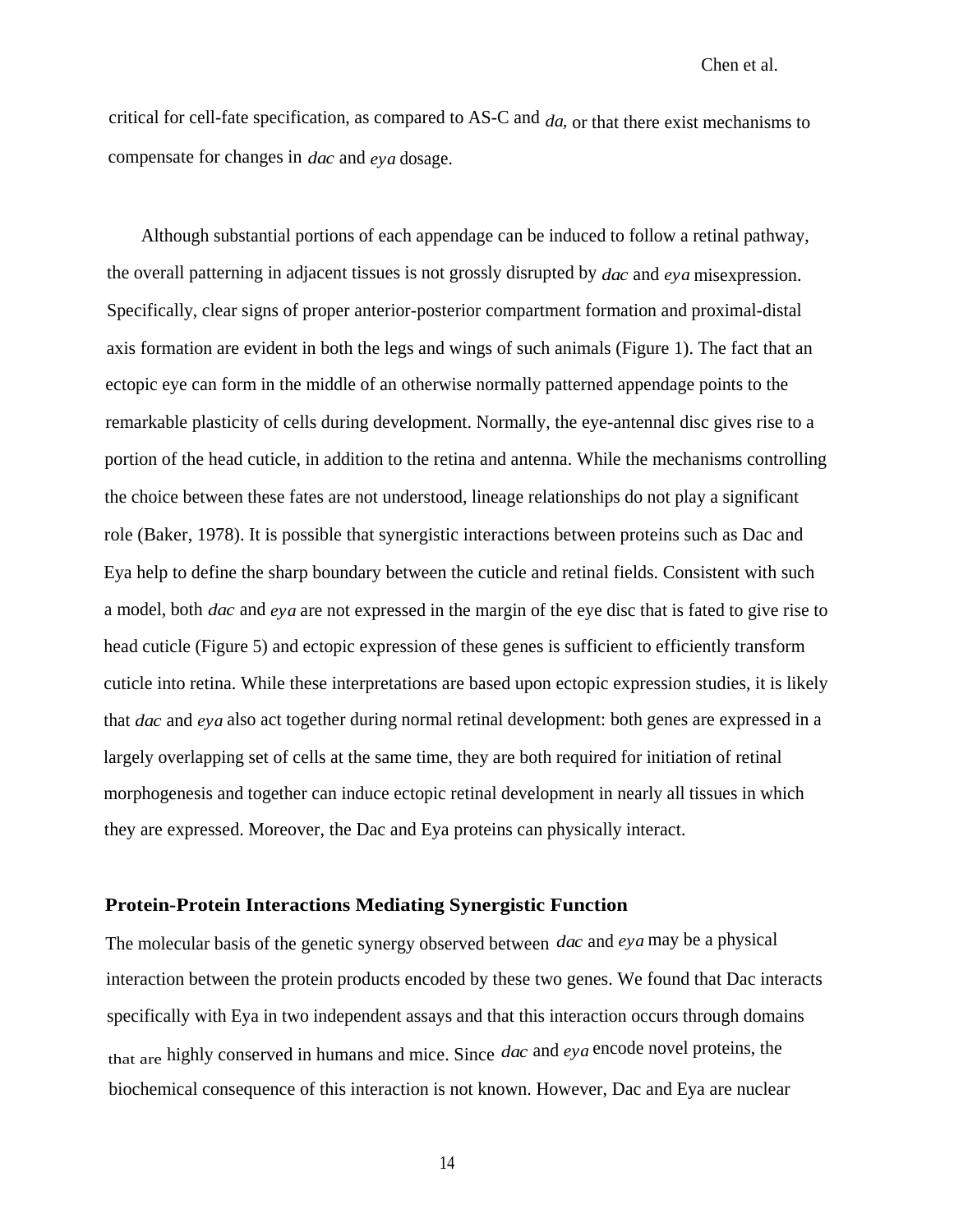critical for cell-fate specification, as compared to AS-C and *da,* or that there exist mechanisms to compensate for changes in *dac* and *eya* dosage.

Although substantial portions of each appendage can be induced to follow a retinal pathway, the overall patterning in adjacent tissues is not grossly disrupted by *dac* and *eya* misexpression. Specifically, clear signs of proper anterior-posterior compartment formation and proximal-distal axis formation are evident in both the legs and wings of such animals (Figure 1). The fact that an ectopic eye can form in the middle of an otherwise normally patterned appendage points to the remarkable plasticity of cells during development. Normally, the eye-antennal disc gives rise to a portion of the head cuticle, in addition to the retina and antenna. While the mechanisms controlling the choice between these fates are not understood, lineage relationships do not play a significant role (Baker, 1978). It is possible that synergistic interactions between proteins such as Dac and Eya help to define the sharp boundary between the cuticle and retinal fields. Consistent with such a model, both *dac* and *eya* are not expressed in the margin of the eye disc that is fated to give rise to head cuticle (Figure 5) and ectopic expression of these genes is sufficient to efficiently transform cuticle into retina. While these interpretations are based upon ectopic expression studies, it is likely that *dac* and *eya* also act together during normal retinal development: both genes are expressed in a largely overlapping set of cells at the same time, they are both required for initiation of retinal morphogenesis and together can induce ectopic retinal development in nearly all tissues in which they are expressed. Moreover, the Dac and Eya proteins can physically interact.

## Protein-Protein Interactions Mediating Synergistic Function

The molecular basis of the genetic synergy observed between *dac* and *eya* may be a physical interaction between the protein products encoded by these two genes. We found that Dac interacts specifically with Eya in two independent assays and that this interaction occurs through domains that are highly conserved in humans and mice. Since *dac* and *eya* encode novel proteins, the biochemical consequence of this interaction is not known. However, Dac and Eya are nuclear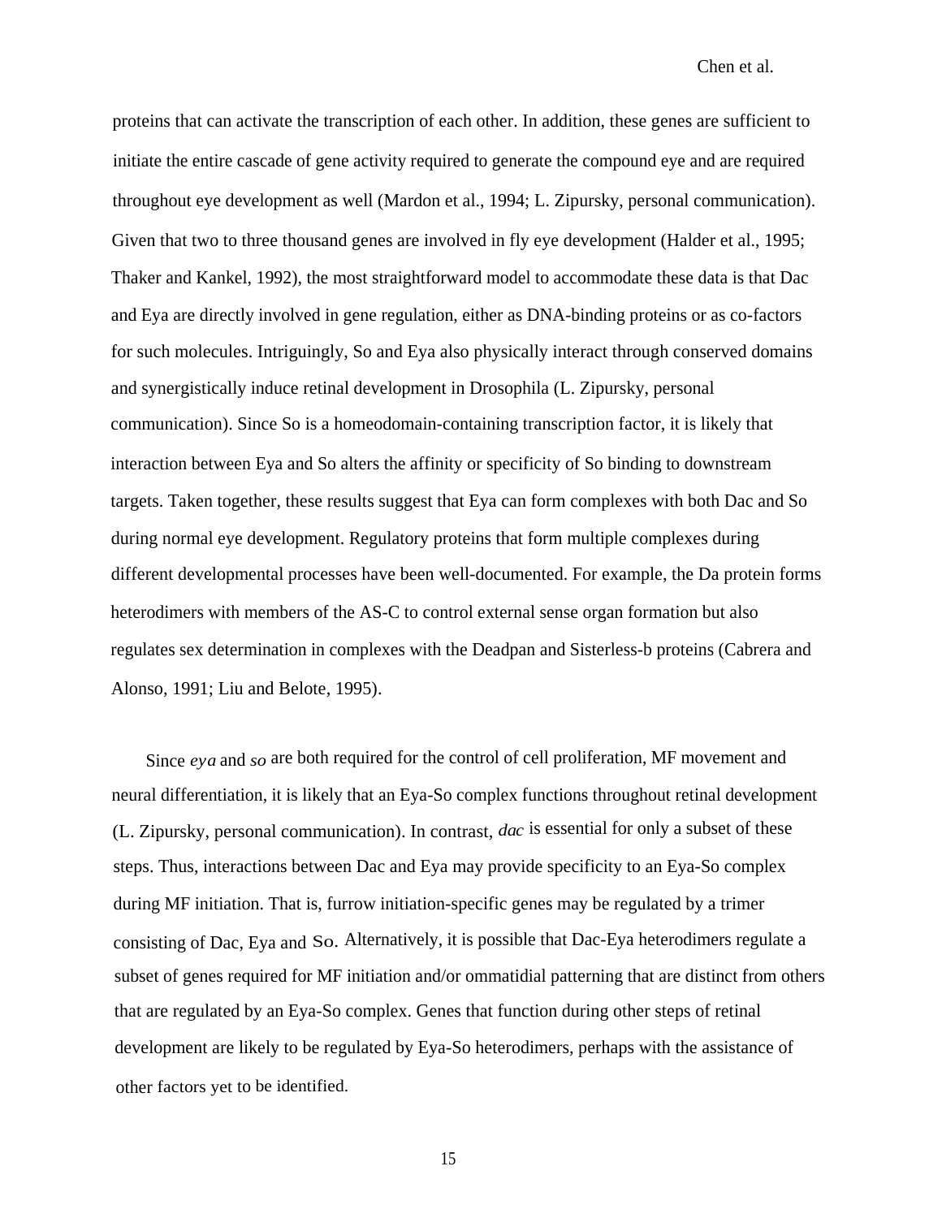proteins that can activate the transcription of each other. In addition, these genes are sufficient to initiate the entire cascade of gene activity required to generate the compound eye and are required throughout eye development as well (Mardon et al., 1994; L. Zipursky, personal communication). Given that two to three thousand genes are involved in fly eye development (Halder et al., 1995; Thaker and Kankel, 1992), the most straightforward model to accommodate these data is that Dac and Eya are directly involved in gene regulation, either as DNA-binding proteins or as co-factors for such molecules. Intriguingly, So and Eya also physically interact through conserved domains and synergistically induce retinal development in Drosophila (L. Zipursky, personal communication). Since So is a homeodomain-containing transcription factor, it is likely that interaction between Eya and So alters the affinity or specificity of So binding to downstream targets. Taken together, these results suggest that Eya can form complexes with both Dac and So during normal eye development. Regulatory proteins that form multiple complexes during different developmental processes have been well-documented. For example, the Da protein forms heterodimers with members of the AS-C to control external sense organ formation but also regulates sex determination in complexes with the Deadpan and Sisterless-b proteins (Cabrera and Alonso, 1991; Liu and Belote, 1995).

Since *eya* and *so* are both required for the control of cell proliferation, MF movement and neural differentiation, it is likely that an Eya-So complex functions throughout retinal development (L. Zipursky, personal communication). In contrast, *dac* is essential for only a subset of these steps. Thus, interactions between Dac and Eya may provide specificity to an Eya-So complex during MF initiation. That is, furrow initiation-specific genes may be regulated by a trimer consisting of Dac, Eya and So. Alternatively, it is possible that Dac-Eya heterodimers regulate a subset of genes required for MF initiation and/or ommatidial patterning that are distinct from others that are regulated by an Eya-So complex. Genes that function during other steps of retinal development are likely to be regulated by Eya-So heterodimers, perhaps with the assistance of other factors yet to be identified.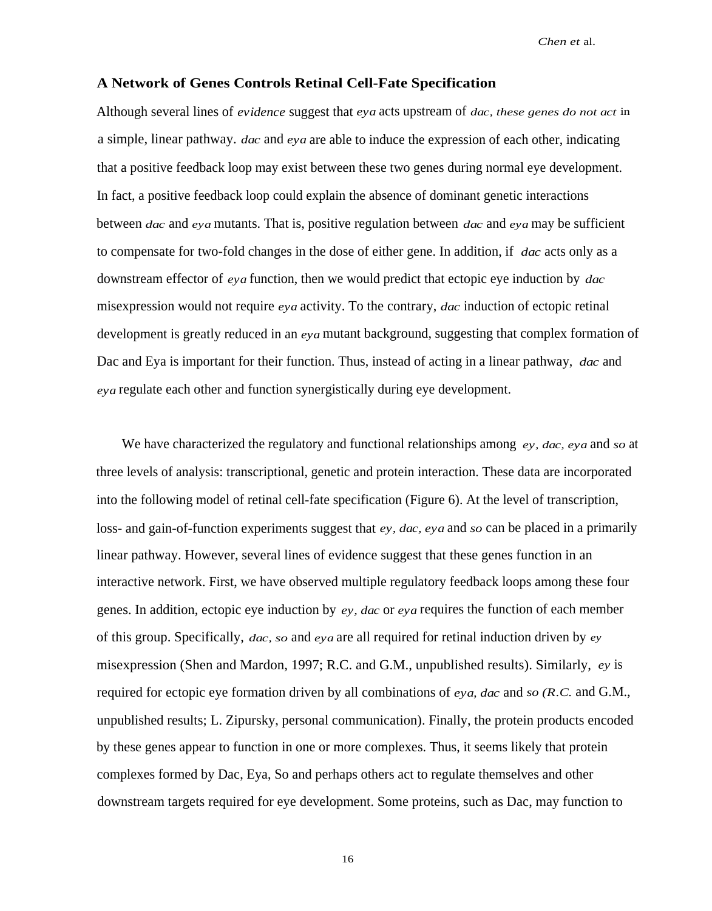### A Network of Genes Controls Retinal Cell-Fate Specification

Although several lines of *evidence* suggest that *eya* acts upstream of *dac, these genes do not act* in a simple, linear pathway. *dac* and *eya* are able to induce the expression of each other, indicating that a positive feedback loop may exist between these two genes during normal eye development. In fact, a positive feedback loop could explain the absence of dominant genetic interactions between *dac* and *eya* mutants. That is, positive regulation between *dac* and *eya* may be sufficient to compensate for two-fold changes in the dose of either gene. In addition, if *dac* acts only as a downstream effector of *eya* function, then we would predict that ectopic eye induction by *dac* misexpression would not require *eya* activity. To the contrary, *dac* induction of ectopic retinal development is greatly reduced in an *eya* mutant background, suggesting that complex formation of Dac and Eya is important for their function. Thus, instead of acting in a linear pathway, *dac* and *eya* regulate each other and function synergistically during eye development.

We have characterized the regulatory and functional relationships among *ey, dac, eya* and *so* at three levels of analysis: transcriptional, genetic and protein interaction. These data are incorporated into the following model of retinal cell-fate specification (Figure 6). At the level of transcription, loss- and gain-of-function experiments suggest that *ey, dac, eya* and *so* can be placed in a primarily linear pathway. However, several lines of evidence suggest that these genes function in an interactive network. First, we have observed multiple regulatory feedback loops among these four genes. In addition, ectopic eye induction by *ey, dac* or *eya* requires the function of each member of this group. Specifically, *dac, so* and *eya* are all required for retinal induction driven by *ey* misexpression (Shen and Mardon, 1997; R.C. and G.M., unpublished results). Similarly, *ey* is required for ectopic eye formation driven by all combinations of *eya, dac* and *so (R.C.* and G.M., unpublished results; L. Zipursky, personal communication). Finally, the protein products encoded by these genes appear to function in one or more complexes. Thus, it seems likely that protein complexes formed by Dac, Eya, So and perhaps others act to regulate themselves and other downstream targets required for eye development. Some proteins, such as Dac, may function to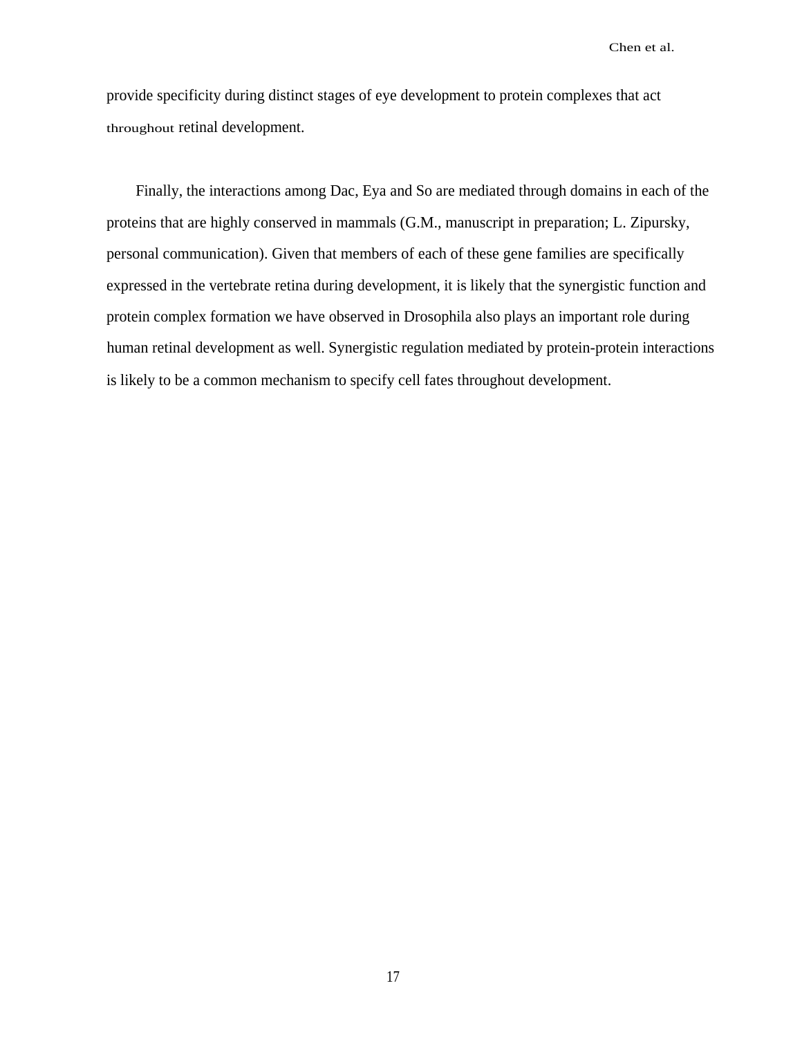provide specificity during distinct stages of eye development to protein complexes that act throughout retinal development.

Finally, the interactions among Dac, Eya and So are mediated through domains in each of the proteins that are highly conserved in mammals (G.M., manuscript in preparation; L. Zipursky, personal communication). Given that members of each of these gene families are specifically expressed in the vertebrate retina during development, it is likely that the synergistic function and protein complex formation we have observed in Drosophila also plays an important role during human retinal development as well. Synergistic regulation mediated by protein-protein interactions is likely to be a common mechanism to specify cell fates throughout development.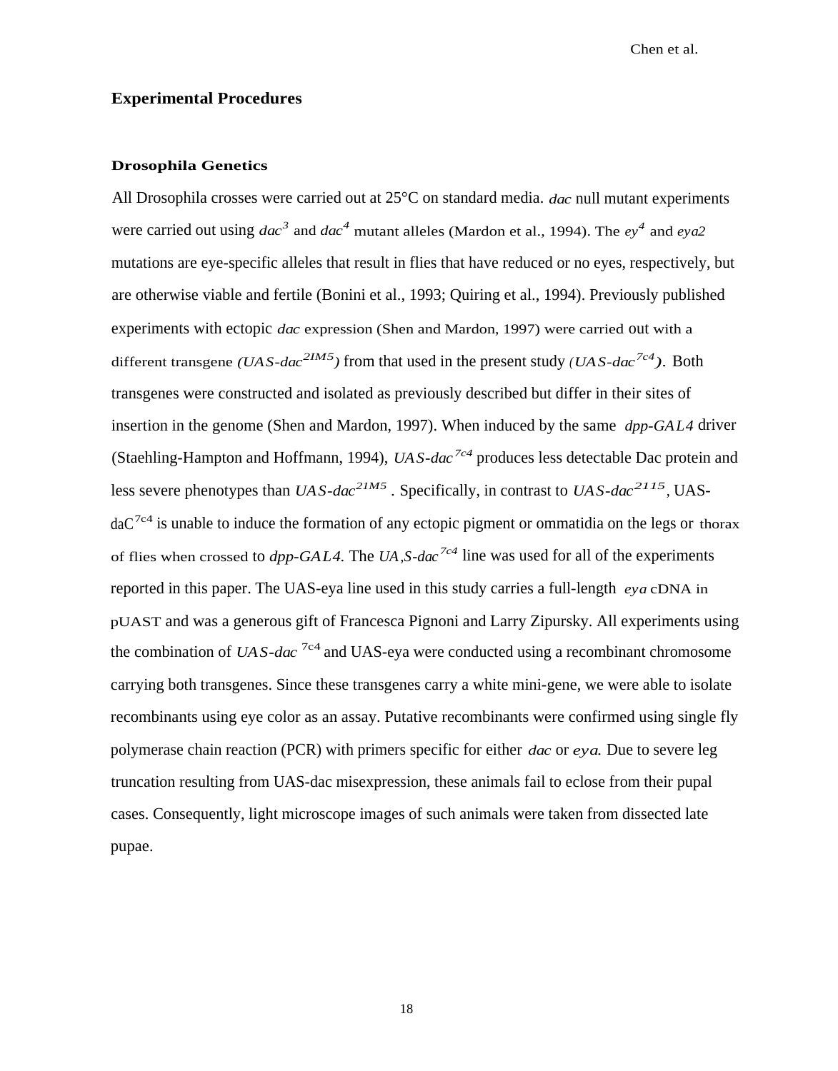## Experimental Procedures

### Drosophila Genetics

All Drosophila crosses were carried out at 25°C on standard media. *dac* null mutant experiments were carried out using *dac*$^{3}$ and *dac*$^{4}$ mutant alleles (Mardon et al., 1994). The *ey*$^{4}$ and *eya2* mutations are eye-specific alleles that result in flies that have reduced or no eyes, respectively, but are otherwise viable and fertile (Bonini et al., 1993; Quiring et al., 1994). Previously published experiments with ectopic *dac* expression (Shen and Mardon, 1997) were carried out with a different transgene *(UAS-dac*$^{2IM5}$*)* from that used in the present study *(UAS-dac*$^{7c4}$*)*. Both transgenes were constructed and isolated as previously described but differ in their sites of insertion in the genome (Shen and Mardon, 1997). When induced by the same *dpp-GAL4* driver (Staehling-Hampton and Hoffmann, 1994), *UAS-dac*$^{7c4}$ produces less detectable Dac protein and less severe phenotypes than *UAS-dac*$^{21M5}$ . Specifically, in contrast to *UAS-dac*$^{2115}$, UAS-daC$^{7c4}$ is unable to induce the formation of any ectopic pigment or ommatidia on the legs or thorax of flies when crossed to *dpp-GAL4*. The *UA,S-dac*$^{7c4}$ line was used for all of the experiments reported in this paper. The UAS-eya line used in this study carries a full-length *eya* cDNA in pUAST and was a generous gift of Francesca Pignoni and Larry Zipursky. All experiments using the combination of *UAS-dac* $^{7c4}$ and UAS-eya were conducted using a recombinant chromosome carrying both transgenes. Since these transgenes carry a white mini-gene, we were able to isolate recombinants using eye color as an assay. Putative recombinants were confirmed using single fly polymerase chain reaction (PCR) with primers specific for either *dac* or *eya*. Due to severe leg truncation resulting from UAS-dac misexpression, these animals fail to eclose from their pupal cases. Consequently, light microscope images of such animals were taken from dissected late pupae.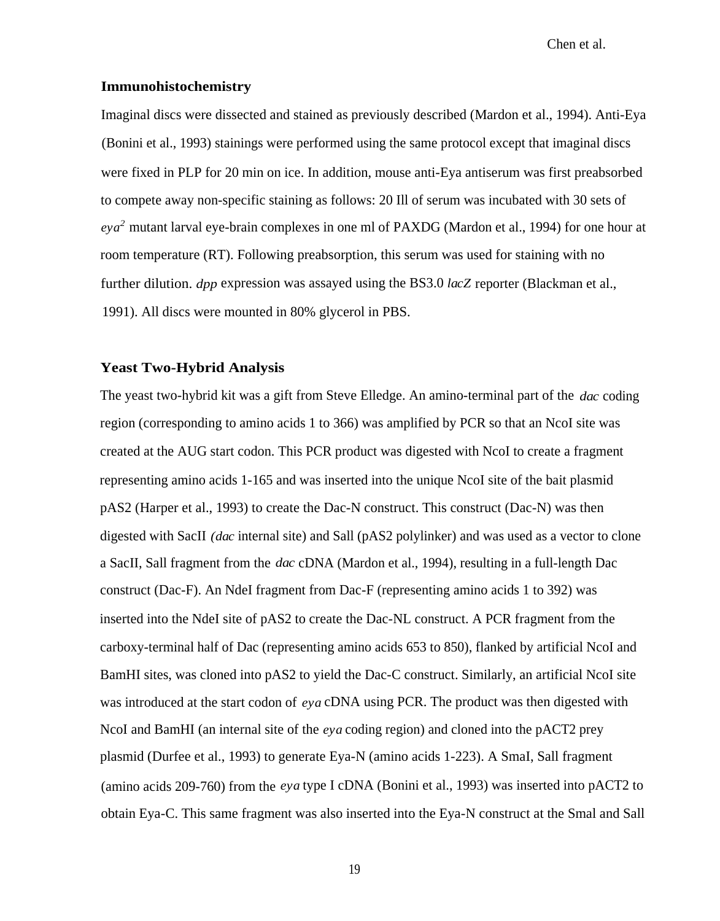### Immunohistochemistry

Imaginal discs were dissected and stained as previously described (Mardon et al., 1994). Anti-Eya (Bonini et al., 1993) stainings were performed using the same protocol except that imaginal discs were fixed in PLP for 20 min on ice. In addition, mouse anti-Eya antiserum was first preabsorbed to compete away non-specific staining as follows: 20 Ill of serum was incubated with 30 sets of *eya*[2] mutant larval eye-brain complexes in one ml of PAXDG (Mardon et al., 1994) for one hour at room temperature (RT). Following preabsorption, this serum was used for staining with no further dilution. *dpp* expression was assayed using the BS3.0 *lacZ* reporter (Blackman et al., 1991). All discs were mounted in 80% glycerol in PBS.

### Yeast Two-Hybrid Analysis

The yeast two-hybrid kit was a gift from Steve Elledge. An amino-terminal part of the *dac* coding region (corresponding to amino acids 1 to 366) was amplified by PCR so that an NcoI site was created at the AUG start codon. This PCR product was digested with NcoI to create a fragment representing amino acids 1-165 and was inserted into the unique NcoI site of the bait plasmid pAS2 (Harper et al., 1993) to create the Dac-N construct. This construct (Dac-N) was then digested with SacII *(dac* internal site) and SalI (pAS2 polylinker) and was used as a vector to clone a SacII, SalI fragment from the *dac* cDNA (Mardon et al., 1994), resulting in a full-length Dac construct (Dac-F). An NdeI fragment from Dac-F (representing amino acids 1 to 392) was inserted into the NdeI site of pAS2 to create the Dac-NL construct. A PCR fragment from the carboxy-terminal half of Dac (representing amino acids 653 to 850), flanked by artificial NcoI and BamHI sites, was cloned into pAS2 to yield the Dac-C construct. Similarly, an artificial NcoI site was introduced at the start codon of *eya* cDNA using PCR. The product was then digested with NcoI and BamHI (an internal site of the *eya* coding region) and cloned into the pACT2 prey plasmid (Durfee et al., 1993) to generate Eya-N (amino acids 1-223). A SmaI, SalI fragment (amino acids 209-760) from the *eya* type I cDNA (Bonini et al., 1993) was inserted into pACT2 to obtain Eya-C. This same fragment was also inserted into the Eya-N construct at the SmaI and SalI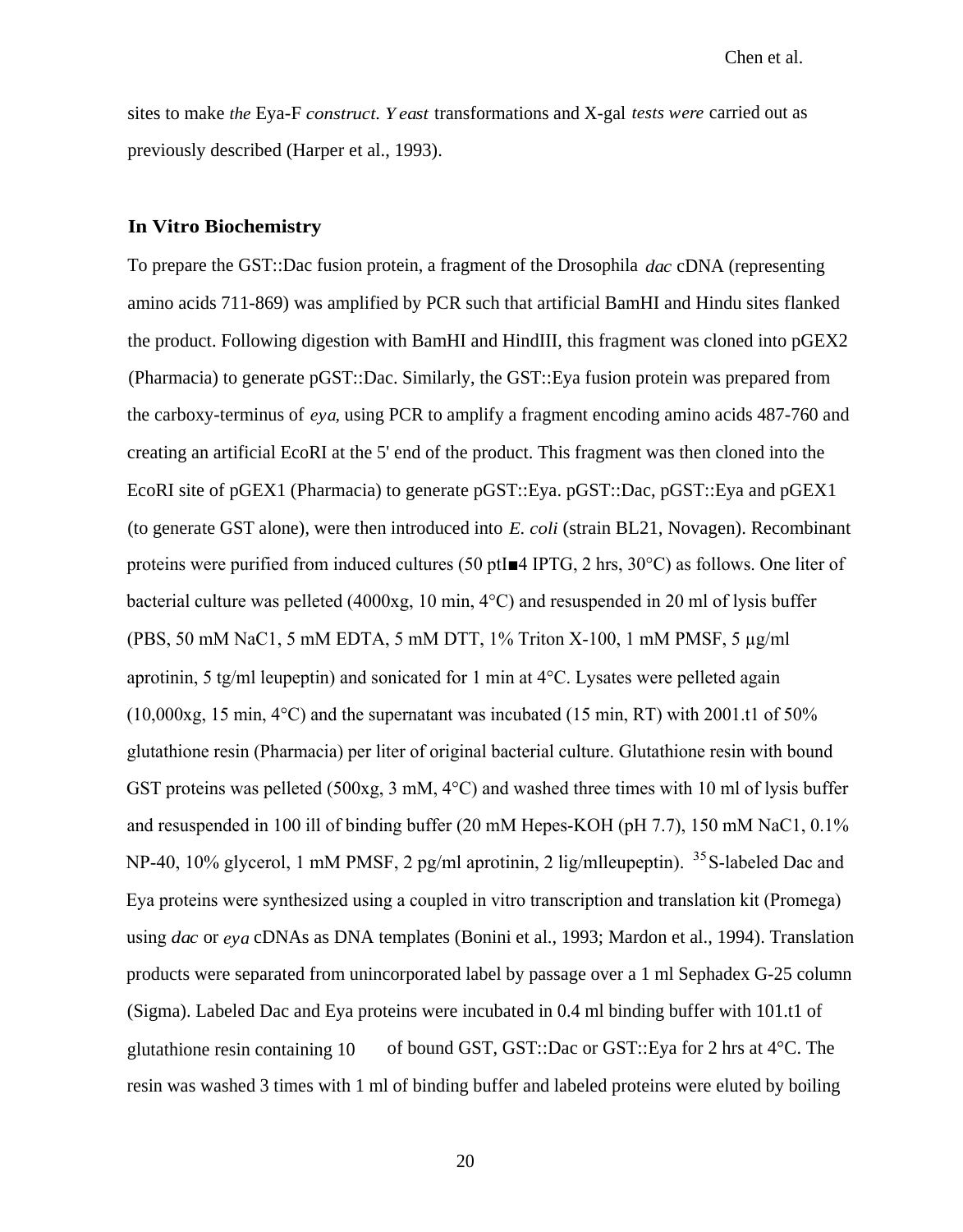sites to make *the* Eya-F *construct. Yeast* transformations and X-gal *tests were* carried out as previously described (Harper et al., 1993).

## In Vitro Biochemistry

To prepare the GST::Dac fusion protein, a fragment of the Drosophila *dac* cDNA (representing amino acids 711-869) was amplified by PCR such that artificial BamHI and Hindu sites flanked the product. Following digestion with BamHI and HindIII, this fragment was cloned into pGEX2 (Pharmacia) to generate pGST::Dac. Similarly, the GST::Eya fusion protein was prepared from the carboxy-terminus of *eya,* using PCR to amplify a fragment encoding amino acids 487-760 and creating an artificial EcoRI at the 5' end of the product. This fragment was then cloned into the EcoRI site of pGEX1 (Pharmacia) to generate pGST::Eya. pGST::Dac, pGST::Eya and pGEX1 (to generate GST alone), were then introduced into *E. coli* (strain BL21, Novagen). Recombinant proteins were purified from induced cultures (50 ptI■4 IPTG, 2 hrs, 30°C) as follows. One liter of bacterial culture was pelleted (4000xg, 10 min, 4°C) and resuspended in 20 ml of lysis buffer (PBS, 50 mM NaC1, 5 mM EDTA, 5 mM DTT, 1% Triton X-100, 1 mM PMSF, 5 µg/ml aprotinin, 5 tg/ml leupeptin) and sonicated for 1 min at 4°C. Lysates were pelleted again (10,000xg, 15 min, 4°C) and the supernatant was incubated (15 min, RT) with 2001.t1 of 50% glutathione resin (Pharmacia) per liter of original bacterial culture. Glutathione resin with bound GST proteins was pelleted (500xg, 3 mM, 4°C) and washed three times with 10 ml of lysis buffer and resuspended in 100 ill of binding buffer (20 mM Hepes-KOH (pH 7.7), 150 mM NaC1, 0.1% NP-40, 10% glycerol, 1 mM PMSF, 2 pg/ml aprotinin, 2 lig/mlleupeptin). $^{35}$S-labeled Dac and Eya proteins were synthesized using a coupled in vitro transcription and translation kit (Promega) using *dac* or *eya* cDNAs as DNA templates (Bonini et al., 1993; Mardon et al., 1994). Translation products were separated from unincorporated label by passage over a 1 ml Sephadex G-25 column (Sigma). Labeled Dac and Eya proteins were incubated in 0.4 ml binding buffer with 101.t1 of glutathione resin containing 10 of bound GST, GST::Dac or GST::Eya for 2 hrs at 4°C. The resin was washed 3 times with 1 ml of binding buffer and labeled proteins were eluted by boiling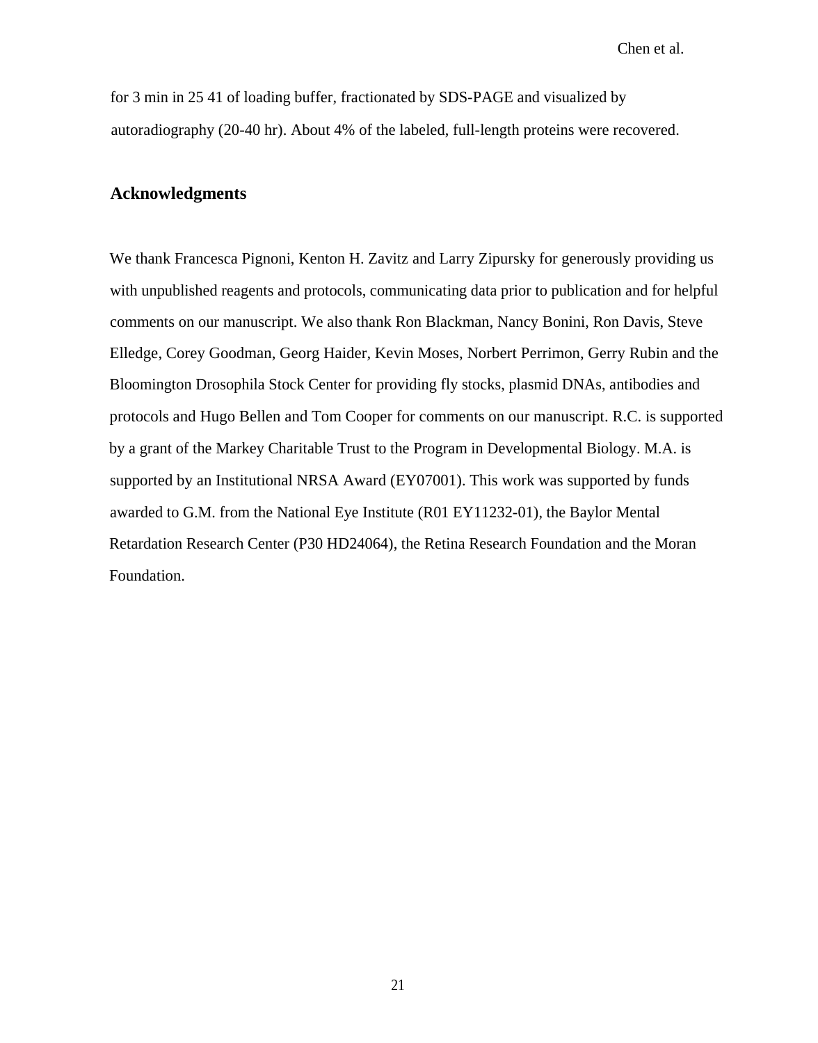for 3 min in 25 41 of loading buffer, fractionated by SDS-PAGE and visualized by autoradiography (20-40 hr). About 4% of the labeled, full-length proteins were recovered.

## Acknowledgments

We thank Francesca Pignoni, Kenton H. Zavitz and Larry Zipursky for generously providing us with unpublished reagents and protocols, communicating data prior to publication and for helpful comments on our manuscript. We also thank Ron Blackman, Nancy Bonini, Ron Davis, Steve Elledge, Corey Goodman, Georg Haider, Kevin Moses, Norbert Perrimon, Gerry Rubin and the Bloomington Drosophila Stock Center for providing fly stocks, plasmid DNAs, antibodies and protocols and Hugo Bellen and Tom Cooper for comments on our manuscript. R.C. is supported by a grant of the Markey Charitable Trust to the Program in Developmental Biology. M.A. is supported by an Institutional NRSA Award (EY07001). This work was supported by funds awarded to G.M. from the National Eye Institute (R01 EY11232-01), the Baylor Mental Retardation Research Center (P30 HD24064), the Retina Research Foundation and the Moran Foundation.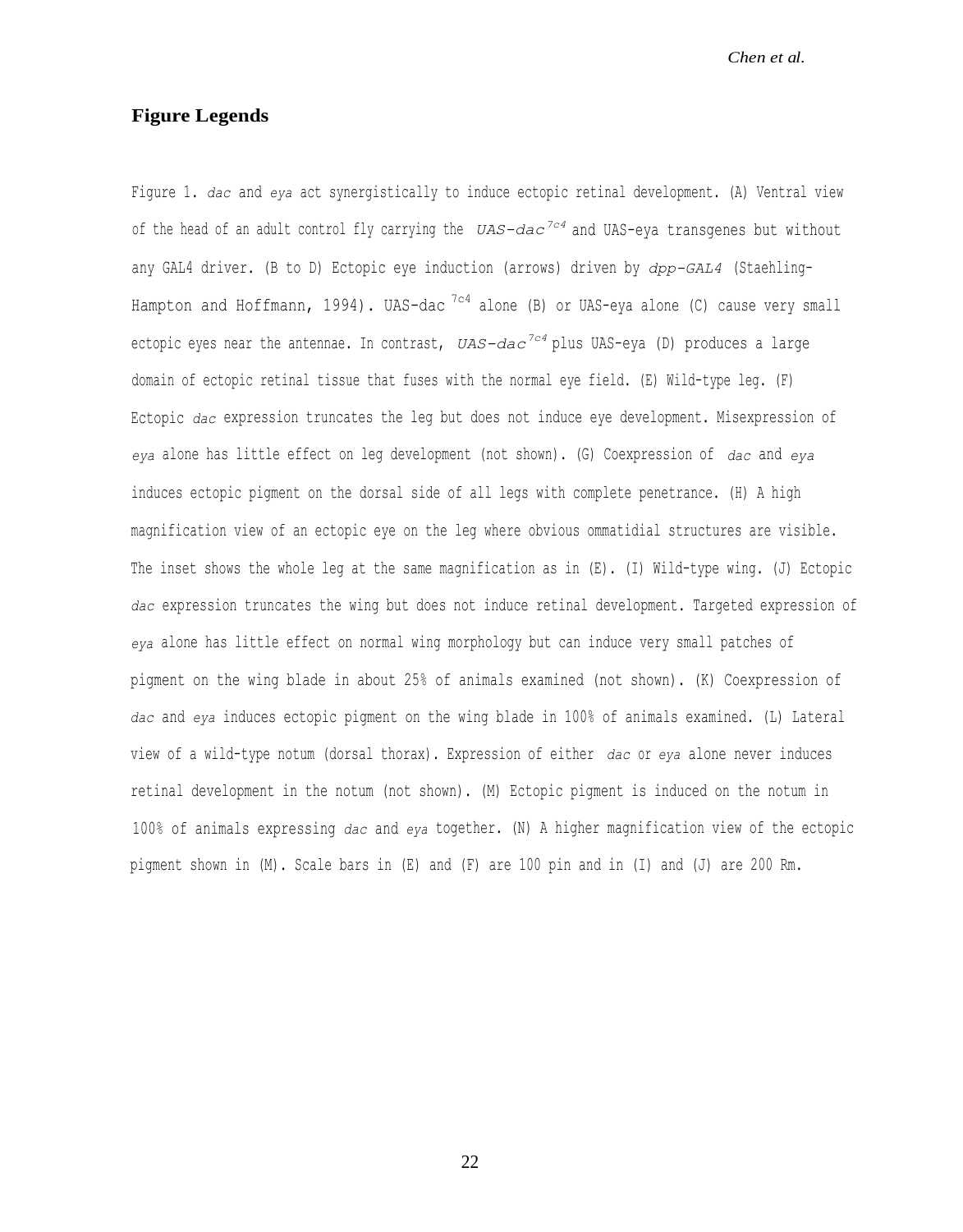## Figure Legends

Figure 1. *dac* and *eya* act synergistically to induce ectopic retinal development. (A) Ventral view of the head of an adult control fly carrying the *UAS-dac*$^{7c4}$ and UAS-eya transgenes but without any GAL4 driver. (B to D) Ectopic eye induction (arrows) driven by *dpp-GAL4* (Staehling-Hampton and Hoffmann, 1994). UAS-dac $^{7c4}$ alone (B) or UAS-eya alone (C) cause very small ectopic eyes near the antennae. In contrast, *UAS-dac*$^{7c4}$ plus UAS-eya (D) produces a large domain of ectopic retinal tissue that fuses with the normal eye field. (E) Wild-type leg. (F) Ectopic *dac* expression truncates the leg but does not induce eye development. Misexpression of *eya* alone has little effect on leg development (not shown). (G) Coexpression of *dac* and *eya* induces ectopic pigment on the dorsal side of all legs with complete penetrance. (H) A high magnification view of an ectopic eye on the leg where obvious ommatidial structures are visible. The inset shows the whole leg at the same magnification as in (E). (I) Wild-type wing. (J) Ectopic *dac* expression truncates the wing but does not induce retinal development. Targeted expression of *eya* alone has little effect on normal wing morphology but can induce very small patches of pigment on the wing blade in about 25% of animals examined (not shown). (K) Coexpression of *dac* and *eya* induces ectopic pigment on the wing blade in 100% of animals examined. (L) Lateral view of a wild-type notum (dorsal thorax). Expression of either *dac* or *eya* alone never induces retinal development in the notum (not shown). (M) Ectopic pigment is induced on the notum in 100% of animals expressing *dac* and *eya* together. (N) A higher magnification view of the ectopic pigment shown in (M). Scale bars in (E) and (F) are 100 pin and in (I) and (J) are 200 Rm.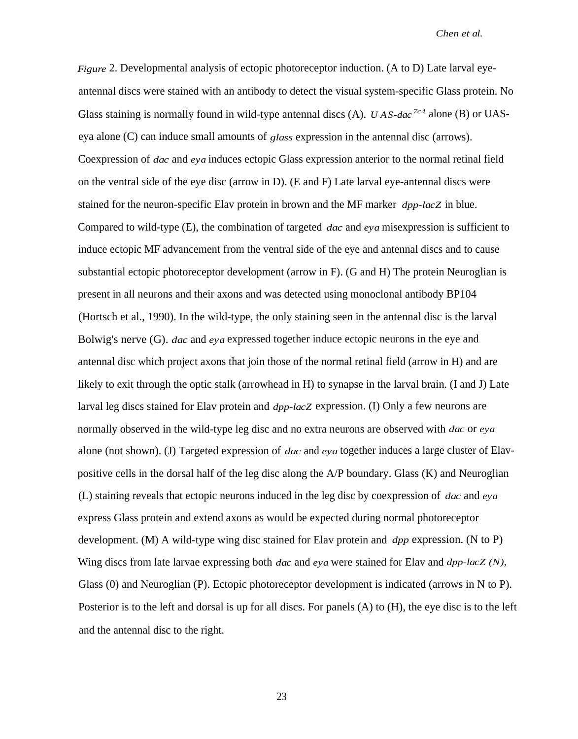*Figure* 2. Developmental analysis of ectopic photoreceptor induction. (A to D) Late larval eye-antennal discs were stained with an antibody to detect the visual system-specific Glass protein. No Glass staining is normally found in wild-type antennal discs (A). *UAS-dac*$^{7c4}$ alone (B) or UAS-eya alone (C) can induce small amounts of *glass* expression in the antennal disc (arrows). Coexpression of *dac* and *eya* induces ectopic Glass expression anterior to the normal retinal field on the ventral side of the eye disc (arrow in D). (E and F) Late larval eye-antennal discs were stained for the neuron-specific Elav protein in brown and the MF marker *dpp-lacZ* in blue. Compared to wild-type (E), the combination of targeted *dac* and *eya* misexpression is sufficient to induce ectopic MF advancement from the ventral side of the eye and antennal discs and to cause substantial ectopic photoreceptor development (arrow in F). (G and H) The protein Neuroglian is present in all neurons and their axons and was detected using monoclonal antibody BP104 (Hortsch et al., 1990). In the wild-type, the only staining seen in the antennal disc is the larval Bolwig's nerve (G). *dac* and *eya* expressed together induce ectopic neurons in the eye and antennal disc which project axons that join those of the normal retinal field (arrow in H) and are likely to exit through the optic stalk (arrowhead in H) to synapse in the larval brain. (I and J) Late larval leg discs stained for Elav protein and *dpp-lacZ* expression. (I) Only a few neurons are normally observed in the wild-type leg disc and no extra neurons are observed with *dac* or *eya* alone (not shown). (J) Targeted expression of *dac* and *eya* together induces a large cluster of Elav-positive cells in the dorsal half of the leg disc along the A/P boundary. Glass (K) and Neuroglian (L) staining reveals that ectopic neurons induced in the leg disc by coexpression of *dac* and *eya* express Glass protein and extend axons as would be expected during normal photoreceptor development. (M) A wild-type wing disc stained for Elav protein and *dpp* expression. (N to P) Wing discs from late larvae expressing both *dac* and *eya* were stained for Elav and *dpp-lacZ (N),* Glass (0) and Neuroglian (P). Ectopic photoreceptor development is indicated (arrows in N to P). Posterior is to the left and dorsal is up for all discs. For panels (A) to (H), the eye disc is to the left and the antennal disc to the right.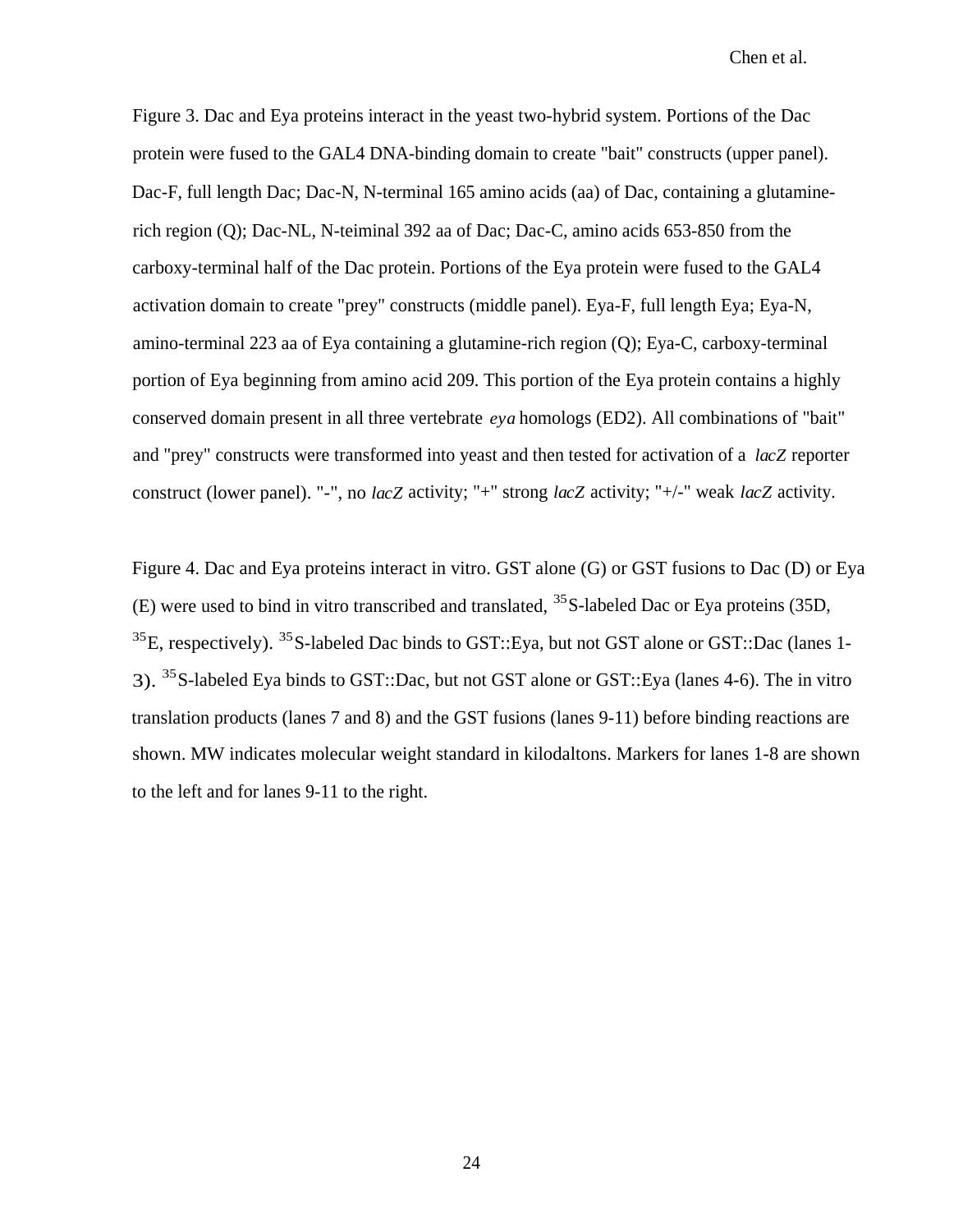Figure 3. Dac and Eya proteins interact in the yeast two-hybrid system. Portions of the Dac protein were fused to the GAL4 DNA-binding domain to create "bait" constructs (upper panel). Dac-F, full length Dac; Dac-N, N-terminal 165 amino acids (aa) of Dac, containing a glutamine-rich region (Q); Dac-NL, N-teiminal 392 aa of Dac; Dac-C, amino acids 653-850 from the carboxy-terminal half of the Dac protein. Portions of the Eya protein were fused to the GAL4 activation domain to create "prey" constructs (middle panel). Eya-F, full length Eya; Eya-N, amino-terminal 223 aa of Eya containing a glutamine-rich region (Q); Eya-C, carboxy-terminal portion of Eya beginning from amino acid 209. This portion of the Eya protein contains a highly conserved domain present in all three vertebrate *eya* homologs (ED2). All combinations of "bait" and "prey" constructs were transformed into yeast and then tested for activation of a *lacZ* reporter construct (lower panel). "-", no *lacZ* activity; "+" strong *lacZ* activity; "+/-" weak *lacZ* activity.

Figure 4. Dac and Eya proteins interact in vitro. GST alone (G) or GST fusions to Dac (D) or Eya (E) were used to bind in vitro transcribed and translated, $^{35}$S-labeled Dac or Eya proteins (35D, $^{35}$E, respectively). $^{35}$S-labeled Dac binds to GST::Eya, but not GST alone or GST::Dac (lanes 1-3). $^{35}$S-labeled Eya binds to GST::Dac, but not GST alone or GST::Eya (lanes 4-6). The in vitro translation products (lanes 7 and 8) and the GST fusions (lanes 9-11) before binding reactions are shown. MW indicates molecular weight standard in kilodaltons. Markers for lanes 1-8 are shown to the left and for lanes 9-11 to the right.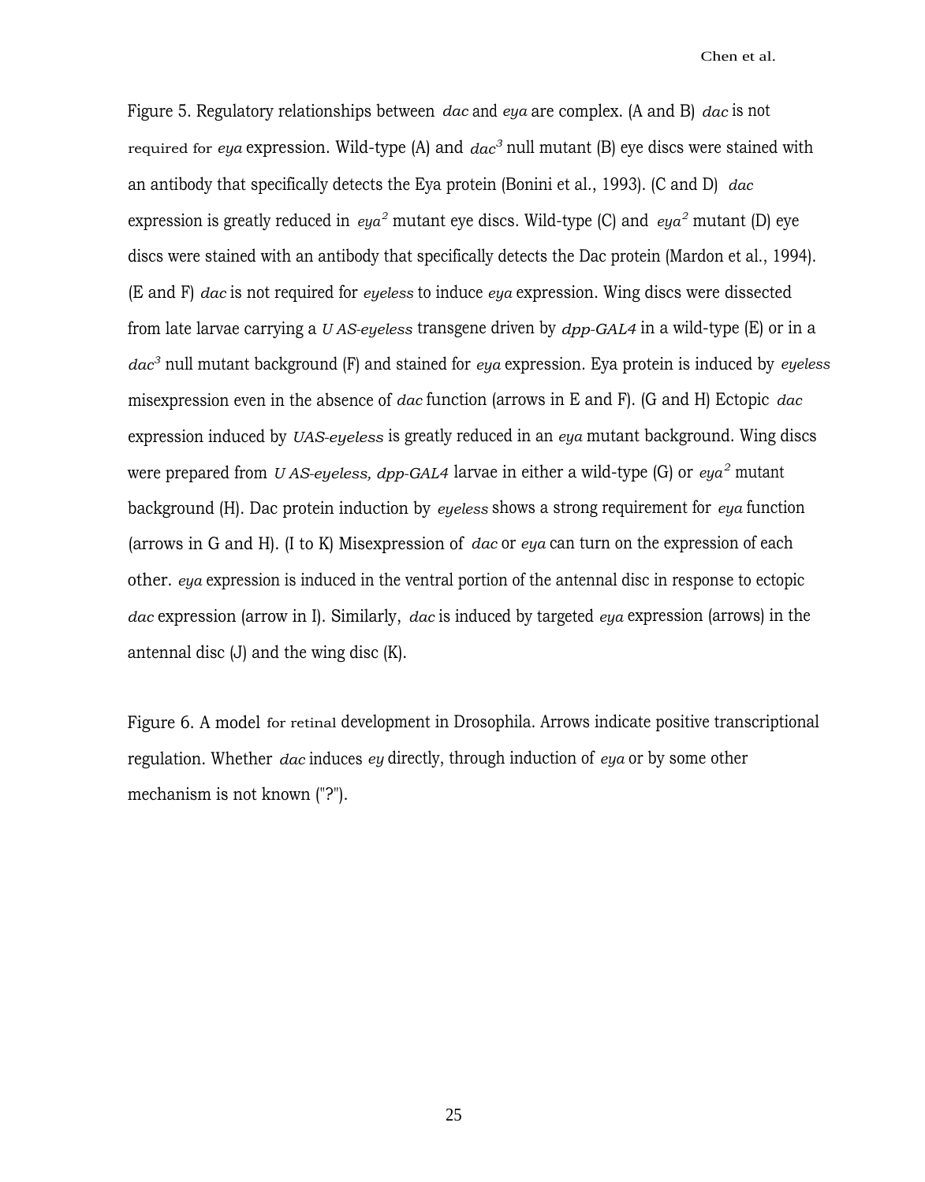Figure 5. Regulatory relationships between *dac* and *eya* are complex. (A and B) *dac* is not required for *eya* expression. Wild-type (A) and *dac*$^3$ null mutant (B) eye discs were stained with an antibody that specifically detects the Eya protein (Bonini et al., 1993). (C and D) *dac* expression is greatly reduced in *eya*$^2$ mutant eye discs. Wild-type (C) and *eya*$^2$ mutant (D) eye discs were stained with an antibody that specifically detects the Dac protein (Mardon et al., 1994). (E and F) *dac* is not required for *eyeless* to induce *eya* expression. Wing discs were dissected from late larvae carrying a *UAS-eyeless* transgene driven by *dpp-GAL4* in a wild-type (E) or in a *dac*$^3$ null mutant background (F) and stained for *eya* expression. Eya protein is induced by *eyeless* misexpression even in the absence of *dac* function (arrows in E and F). (G and H) Ectopic *dac* expression induced by *UAS-eyeless* is greatly reduced in an *eya* mutant background. Wing discs were prepared from *UAS-eyeless, dpp-GAL4* larvae in either a wild-type (G) or *eya*$^2$ mutant background (H). Dac protein induction by *eyeless* shows a strong requirement for *eya* function (arrows in G and H). (I to K) Misexpression of *dac* or *eya* can turn on the expression of each other. *eya* expression is induced in the ventral portion of the antennal disc in response to ectopic *dac* expression (arrow in I). Similarly, *dac* is induced by targeted *eya* expression (arrows) in the antennal disc (J) and the wing disc (K).

Figure 6. A model for retinal development in Drosophila. Arrows indicate positive transcriptional regulation. Whether *dac* induces *ey* directly, through induction of *eya* or by some other mechanism is not known ("?").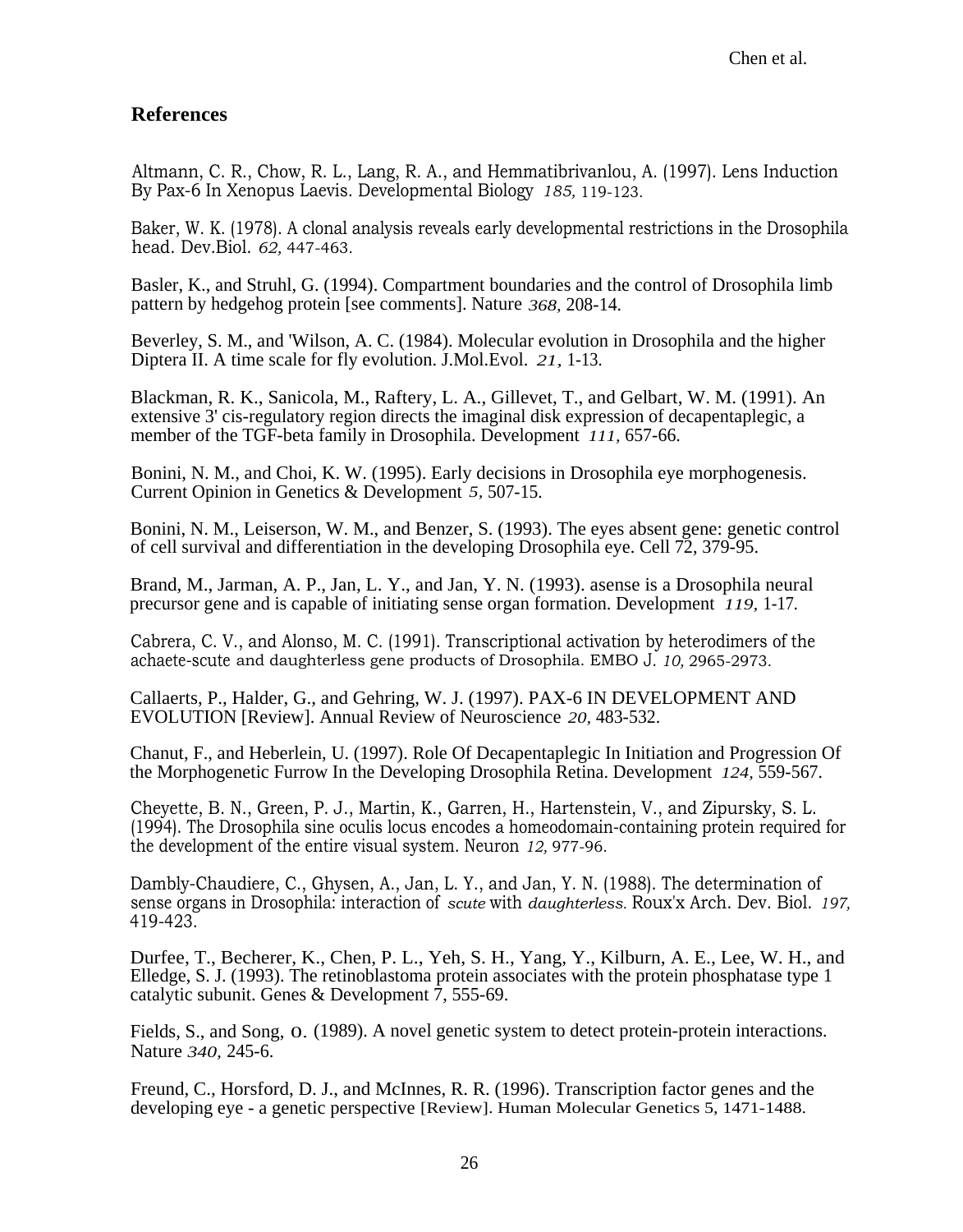## References

Altmann, C. R., Chow, R. L., Lang, R. A., and Hemmatibrivanlou, A. (1997). Lens Induction By Pax-6 In Xenopus Laevis. Developmental Biology *185,* 119-123.

Baker, W. K. (1978). A clonal analysis reveals early developmental restrictions in the Drosophila head. Dev.Biol. *62,* 447-463.

Basler, K., and Struhl, G. (1994). Compartment boundaries and the control of Drosophila limb pattern by hedgehog protein [see comments]. Nature *368,* 208-14.

Beverley, S. M., and 'Wilson, A. C. (1984). Molecular evolution in Drosophila and the higher Diptera II. A time scale for fly evolution. J.Mol.Evol. *21,* 1-13.

Blackman, R. K., Sanicola, M., Raftery, L. A., Gillevet, T., and Gelbart, W. M. (1991). An extensive 3' cis-regulatory region directs the imaginal disk expression of decapentaplegic, a member of the TGF-beta family in Drosophila. Development *111,* 657-66.

Bonini, N. M., and Choi, K. W. (1995). Early decisions in Drosophila eye morphogenesis. Current Opinion in Genetics & Development *5,* 507-15.

Bonini, N. M., Leiserson, W. M., and Benzer, S. (1993). The eyes absent gene: genetic control of cell survival and differentiation in the developing Drosophila eye. Cell 72, 379-95.

Brand, M., Jarman, A. P., Jan, L. Y., and Jan, Y. N. (1993). asense is a Drosophila neural precursor gene and is capable of initiating sense organ formation. Development *119,* 1-17.

Cabrera, C. V., and Alonso, M. C. (1991). Transcriptional activation by heterodimers of the achaete-scute and daughterless gene products of Drosophila. EMBO J. *10,* 2965-2973.

Callaerts, P., Halder, G., and Gehring, W. J. (1997). PAX-6 IN DEVELOPMENT AND EVOLUTION [Review]. Annual Review of Neuroscience *20,* 483-532.

Chanut, F., and Heberlein, U. (1997). Role Of Decapentaplegic In Initiation and Progression Of the Morphogenetic Furrow In the Developing Drosophila Retina. Development *124,* 559-567.

Cheyette, B. N., Green, P. J., Martin, K., Garren, H., Hartenstein, V., and Zipursky, S. L. (1994). The Drosophila sine oculis locus encodes a homeodomain-containing protein required for the development of the entire visual system. Neuron *12,* 977-96.

Dambly-Chaudiere, C., Ghysen, A., Jan, L. Y., and Jan, Y. N. (1988). The determination of sense organs in Drosophila: interaction of *scute* with *daughterless.* Roux'x Arch. Dev. Biol. *197,* 419-423.

Durfee, T., Becherer, K., Chen, P. L., Yeh, S. H., Yang, Y., Kilburn, A. E., Lee, W. H., and Elledge, S. J. (1993). The retinoblastoma protein associates with the protein phosphatase type 1 catalytic subunit. Genes & Development 7, 555-69.

Fields, S., and Song, O. (1989). A novel genetic system to detect protein-protein interactions. Nature *340,* 245-6.

Freund, C., Horsford, D. J., and McInnes, R. R. (1996). Transcription factor genes and the developing eye - a genetic perspective [Review]. Human Molecular Genetics 5, 1471-1488.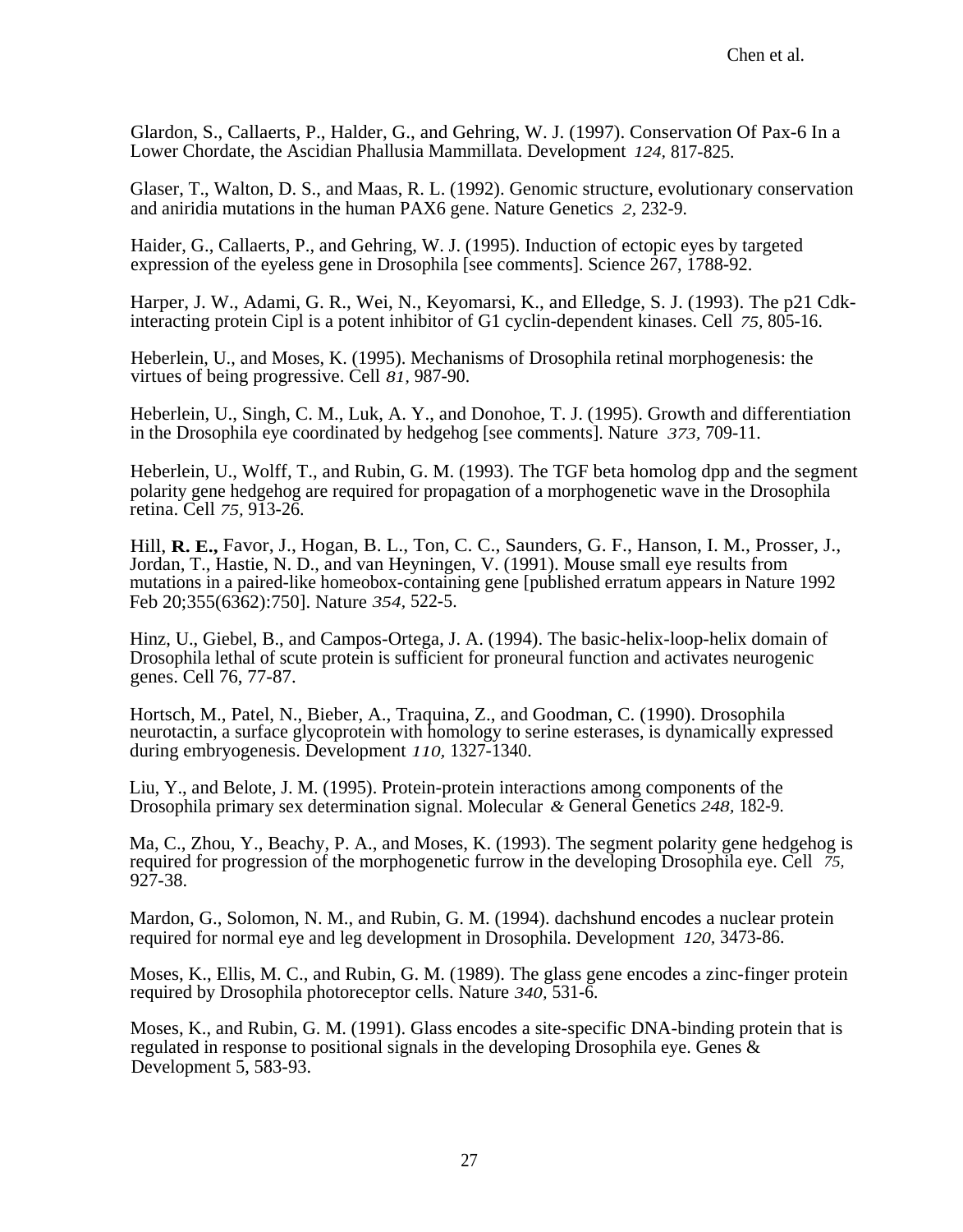Glardon, S., Callaerts, P., Halder, G., and Gehring, W. J. (1997). Conservation Of Pax-6 In a Lower Chordate, the Ascidian Phallusia Mammillata. Development *124,* 817-825.

Glaser, T., Walton, D. S., and Maas, R. L. (1992). Genomic structure, evolutionary conservation and aniridia mutations in the human PAX6 gene. Nature Genetics *2,* 232-9.

Haider, G., Callaerts, P., and Gehring, W. J. (1995). Induction of ectopic eyes by targeted expression of the eyeless gene in Drosophila [see comments]. Science 267, 1788-92.

Harper, J. W., Adami, G. R., Wei, N., Keyomarsi, K., and Elledge, S. J. (1993). The p21 Cdk-interacting protein Cipl is a potent inhibitor of G1 cyclin-dependent kinases. Cell *75,* 805-16.

Heberlein, U., and Moses, K. (1995). Mechanisms of Drosophila retinal morphogenesis: the virtues of being progressive. Cell *81,* 987-90.

Heberlein, U., Singh, C. M., Luk, A. Y., and Donohoe, T. J. (1995). Growth and differentiation in the Drosophila eye coordinated by hedgehog [see comments]. Nature *373,* 709-11.

Heberlein, U., Wolff, T., and Rubin, G. M. (1993). The TGF beta homolog dpp and the segment polarity gene hedgehog are required for propagation of a morphogenetic wave in the Drosophila retina. Cell *75,* 913-26.

Hill, **R. E.,** Favor, J., Hogan, B. L., Ton, C. C., Saunders, G. F., Hanson, I. M., Prosser, J., Jordan, T., Hastie, N. D., and van Heyningen, V. (1991). Mouse small eye results from mutations in a paired-like homeobox-containing gene [published erratum appears in Nature 1992 Feb 20;355(6362):750]. Nature *354,* 522-5.

Hinz, U., Giebel, B., and Campos-Ortega, J. A. (1994). The basic-helix-loop-helix domain of Drosophila lethal of scute protein is sufficient for proneural function and activates neurogenic genes. Cell 76, 77-87.

Hortsch, M., Patel, N., Bieber, A., Traquina, Z., and Goodman, C. (1990). Drosophila neurotactin, a surface glycoprotein with homology to serine esterases, is dynamically expressed during embryogenesis. Development *110,* 1327-1340.

Liu, Y., and Belote, J. M. (1995). Protein-protein interactions among components of the Drosophila primary sex determination signal. Molecular *&* General Genetics *248,* 182-9.

Ma, C., Zhou, Y., Beachy, P. A., and Moses, K. (1993). The segment polarity gene hedgehog is required for progression of the morphogenetic furrow in the developing Drosophila eye. Cell *75,* 927-38.

Mardon, G., Solomon, N. M., and Rubin, G. M. (1994). dachshund encodes a nuclear protein required for normal eye and leg development in Drosophila. Development *120,* 3473-86.

Moses, K., Ellis, M. C., and Rubin, G. M. (1989). The glass gene encodes a zinc-finger protein required by Drosophila photoreceptor cells. Nature *340,* 531-6.

Moses, K., and Rubin, G. M. (1991). Glass encodes a site-specific DNA-binding protein that is regulated in response to positional signals in the developing Drosophila eye. Genes & Development 5, 583-93.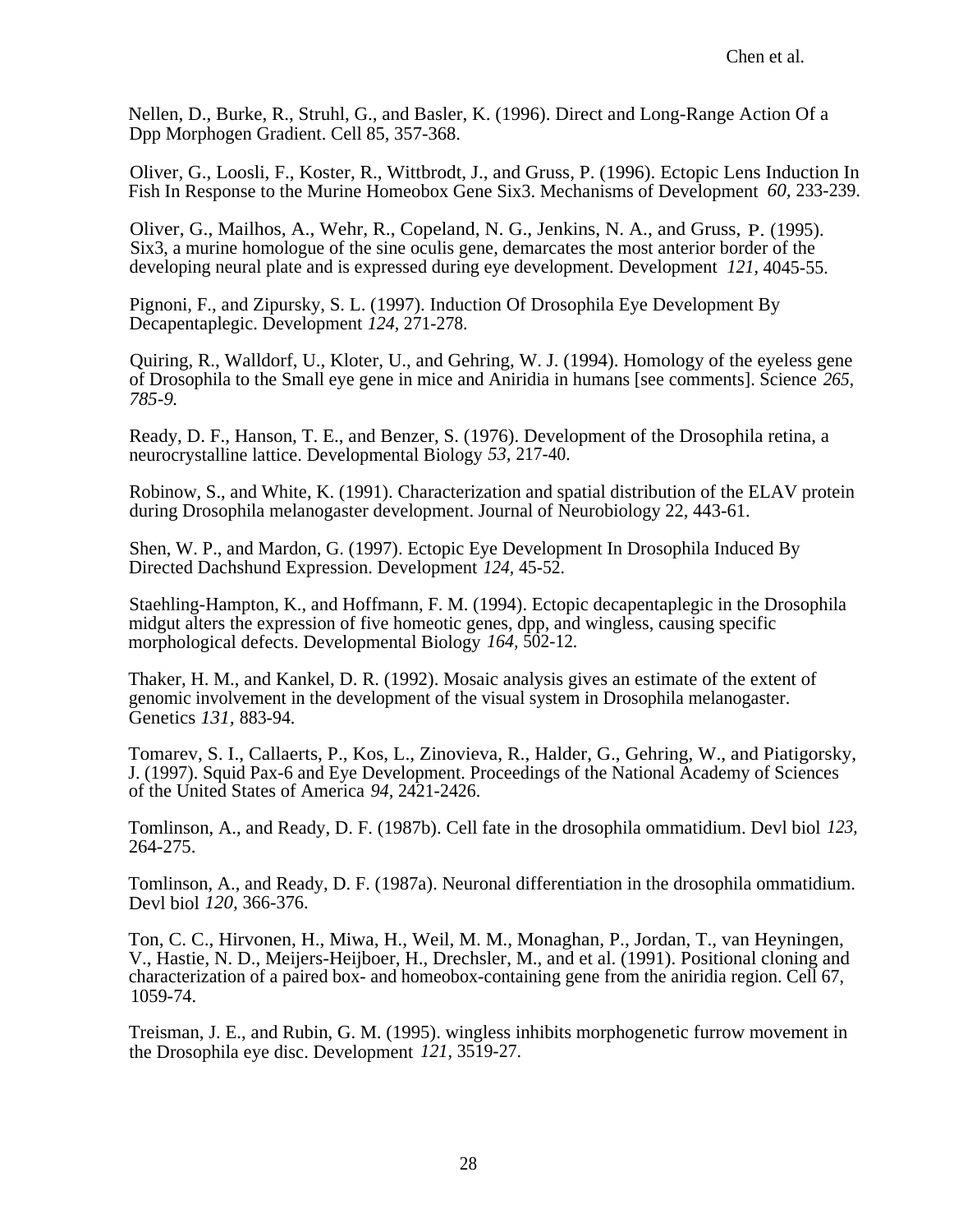Nellen, D., Burke, R., Struhl, G., and Basler, K. (1996). Direct and Long-Range Action Of a Dpp Morphogen Gradient. Cell 85, 357-368.

Oliver, G., Loosli, F., Koster, R., Wittbrodt, J., and Gruss, P. (1996). Ectopic Lens Induction In Fish In Response to the Murine Homeobox Gene Six3. Mechanisms of Development *60,* 233-239.

Oliver, G., Mailhos, A., Wehr, R., Copeland, N. G., Jenkins, N. A., and Gruss, P. (1995). Six3, a murine homologue of the sine oculis gene, demarcates the most anterior border of the developing neural plate and is expressed during eye development. Development *121,* 4045-55.

Pignoni, F., and Zipursky, S. L. (1997). Induction Of Drosophila Eye Development By Decapentaplegic. Development *124,* 271-278.

Quiring, R., Walldorf, U., Kloter, U., and Gehring, W. J. (1994). Homology of the eyeless gene of Drosophila to the Small eye gene in mice and Aniridia in humans [see comments]. Science *265, 785-9.*

Ready, D. F., Hanson, T. E., and Benzer, S. (1976). Development of the Drosophila retina, a neurocrystalline lattice. Developmental Biology *53,* 217-40.

Robinow, S., and White, K. (1991). Characterization and spatial distribution of the ELAV protein during Drosophila melanogaster development. Journal of Neurobiology 22, 443-61.

Shen, W. P., and Mardon, G. (1997). Ectopic Eye Development In Drosophila Induced By Directed Dachshund Expression. Development *124,* 45-52.

Staehling-Hampton, K., and Hoffmann, F. M. (1994). Ectopic decapentaplegic in the Drosophila midgut alters the expression of five homeotic genes, dpp, and wingless, causing specific morphological defects. Developmental Biology *164,* 502-12.

Thaker, H. M., and Kankel, D. R. (1992). Mosaic analysis gives an estimate of the extent of genomic involvement in the development of the visual system in Drosophila melanogaster. Genetics *131,* 883-94.

Tomarev, S. I., Callaerts, P., Kos, L., Zinovieva, R., Halder, G., Gehring, W., and Piatigorsky, J. (1997). Squid Pax-6 and Eye Development. Proceedings of the National Academy of Sciences of the United States of America *94,* 2421-2426.

Tomlinson, A., and Ready, D. F. (1987b). Cell fate in the drosophila ommatidium. Devl biol *123,* 264-275.

Tomlinson, A., and Ready, D. F. (1987a). Neuronal differentiation in the drosophila ommatidium. Devl biol *120,* 366-376.

Ton, C. C., Hirvonen, H., Miwa, H., Weil, M. M., Monaghan, P., Jordan, T., van Heyningen, V., Hastie, N. D., Meijers-Heijboer, H., Drechsler, M., and et al. (1991). Positional cloning and characterization of a paired box- and homeobox-containing gene from the aniridia region. Cell 67, 1059-74.

Treisman, J. E., and Rubin, G. M. (1995). wingless inhibits morphogenetic furrow movement in the Drosophila eye disc. Development *121,* 3519-27.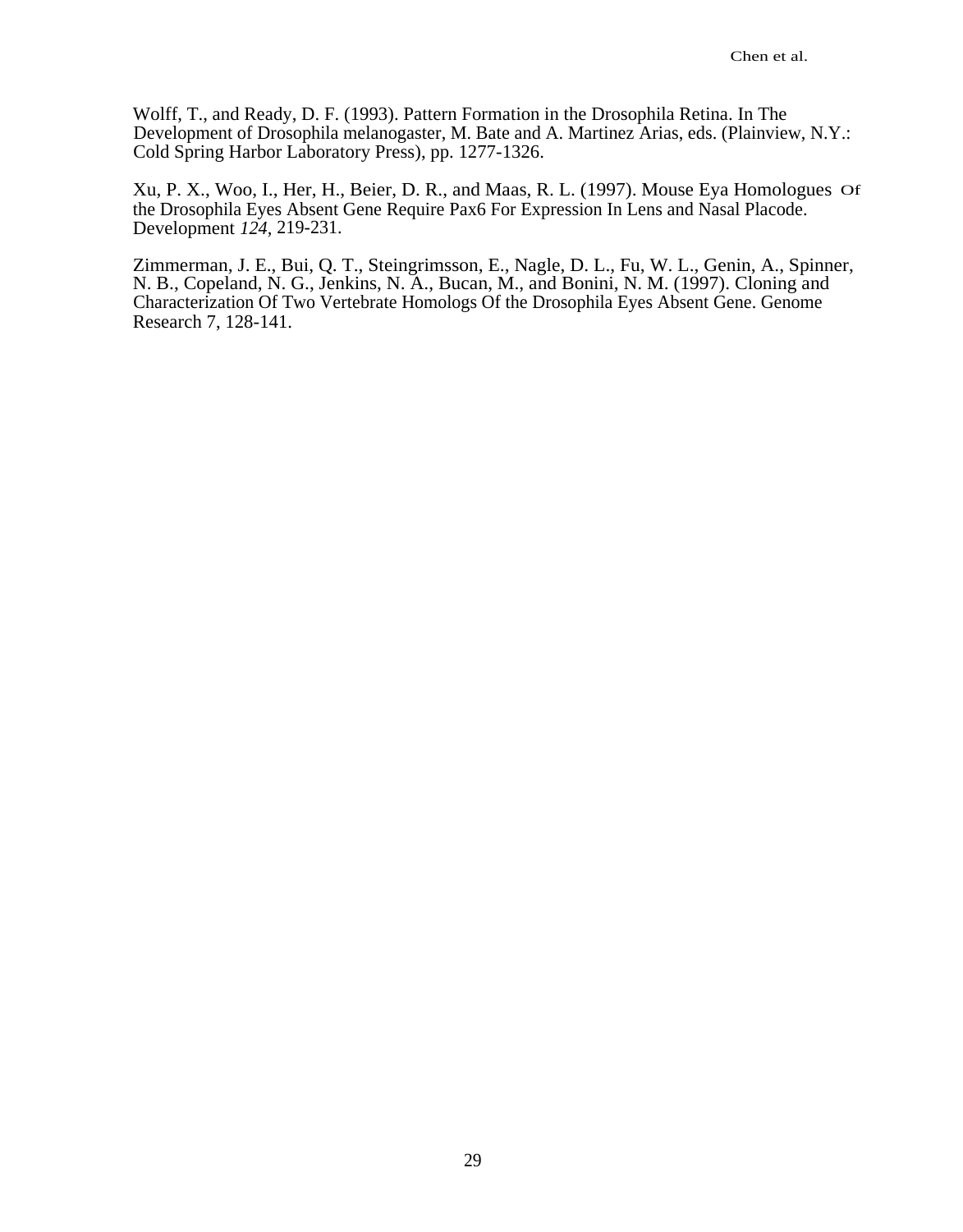Wolff, T., and Ready, D. F. (1993). Pattern Formation in the Drosophila Retina. In The Development of Drosophila melanogaster, M. Bate and A. Martinez Arias, eds. (Plainview, N.Y.: Cold Spring Harbor Laboratory Press), pp. 1277-1326.

Xu, P. X., Woo, I., Her, H., Beier, D. R., and Maas, R. L. (1997). Mouse Eya Homologues Of the Drosophila Eyes Absent Gene Require Pax6 For Expression In Lens and Nasal Placode. Development *124,* 219-231.

Zimmerman, J. E., Bui, Q. T., Steingrimsson, E., Nagle, D. L., Fu, W. L., Genin, A., Spinner, N. B., Copeland, N. G., Jenkins, N. A., Bucan, M., and Bonini, N. M. (1997). Cloning and Characterization Of Two Vertebrate Homologs Of the Drosophila Eyes Absent Gene. Genome Research 7, 128-141.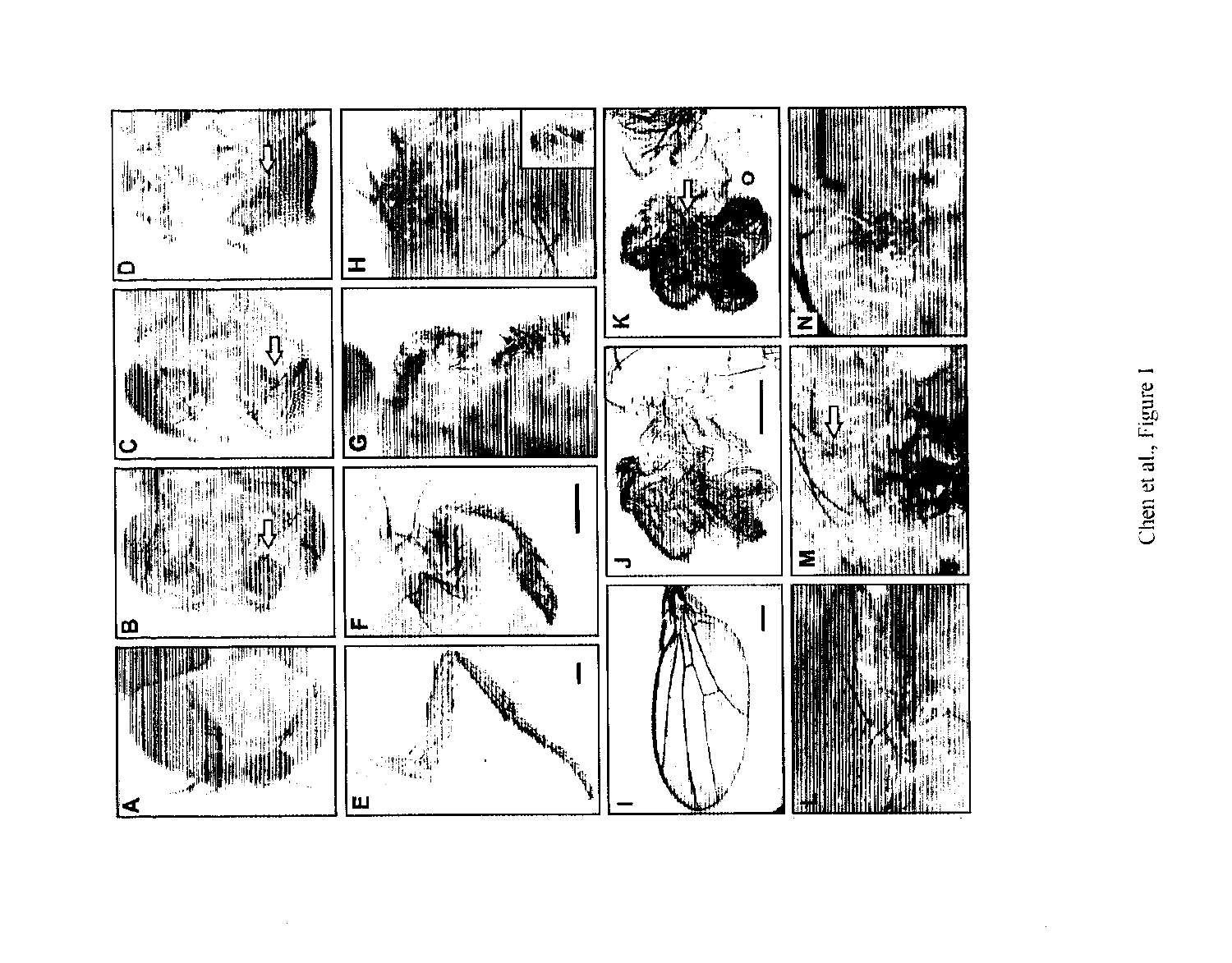Chen et al., Figure 1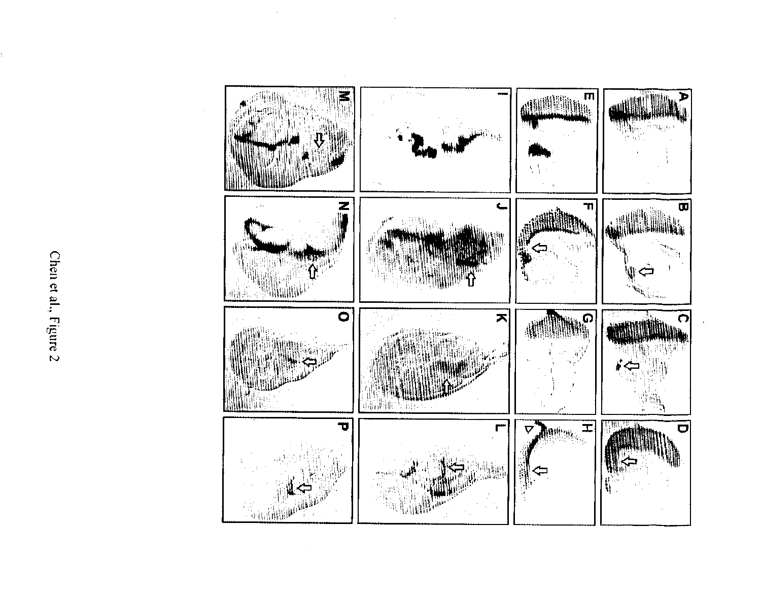Chen et al., Figure 2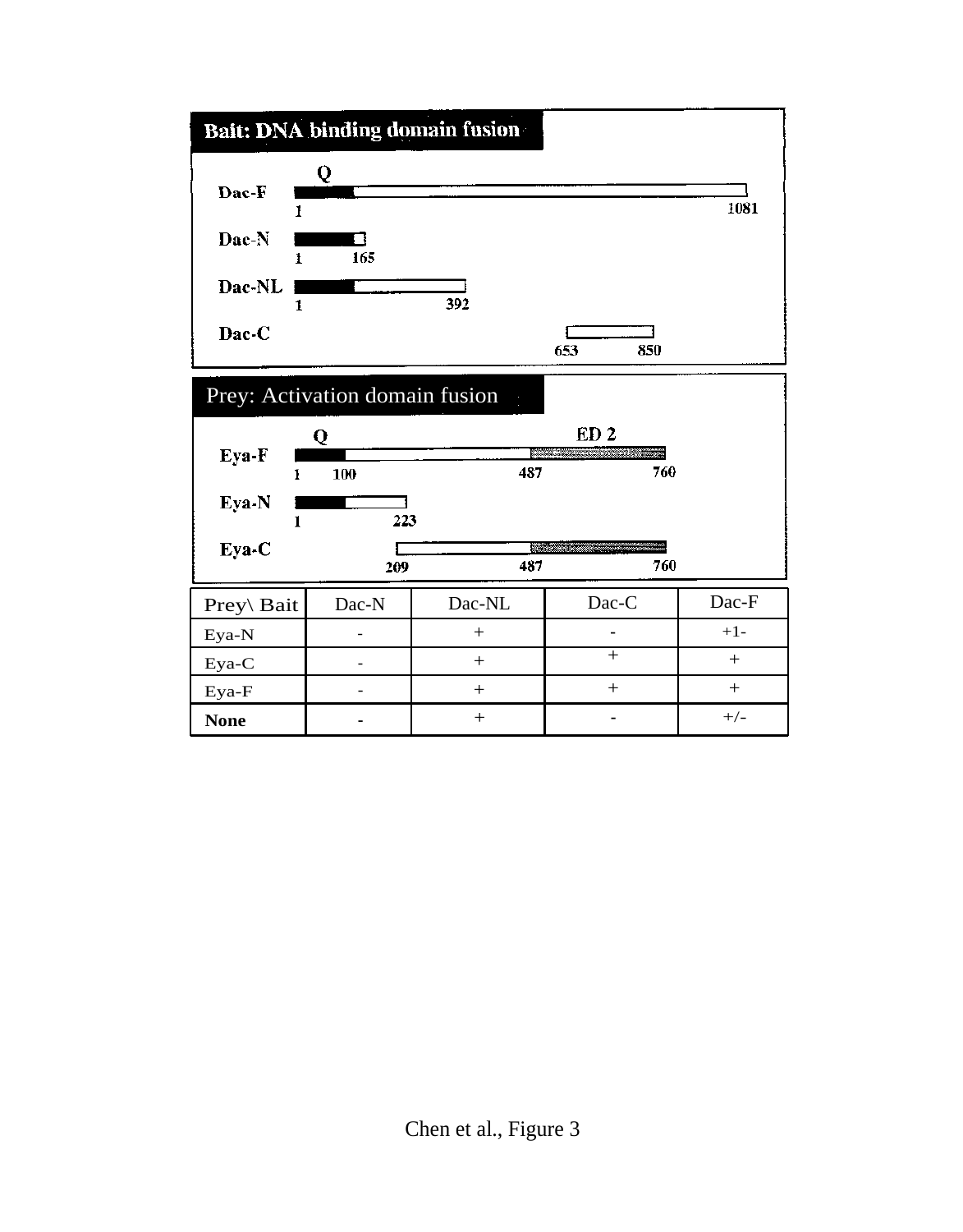**Bait: DNA binding domain fusion**

Dac-F — Q — 1 — 1081

Dac-N — 1 — 165

Dac-NL — 1 — 392

Dac-C — 653 — 850

Prey: Activation domain fusion

Eya-F — Q — ED 2 — 1 — 100 — 487 — 760

Eya-N — 1 — 223

Eya-C — 209 — 487 — 760

| Prey\ Bait | Dac-N | Dac-NL | Dac-C | Dac-F |
|---|---|---|---|---|
| Eya-N | - | + | - | +1- |
| Eya-C | - | + | + | + |
| Eya-F | - | + | + | + |
| **None** | - | + | - | +/- |

Chen et al., Figure 3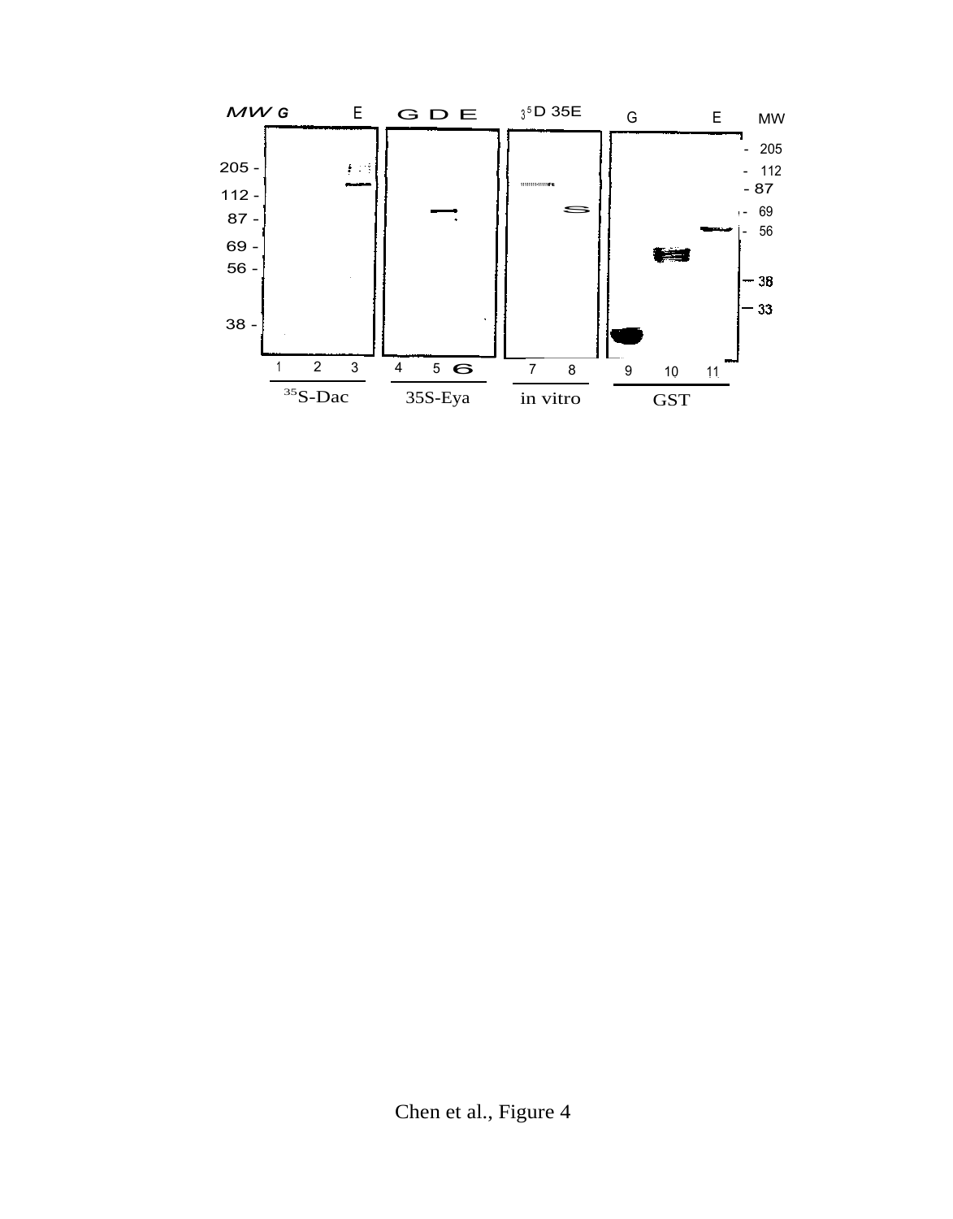Chen et al., Figure 4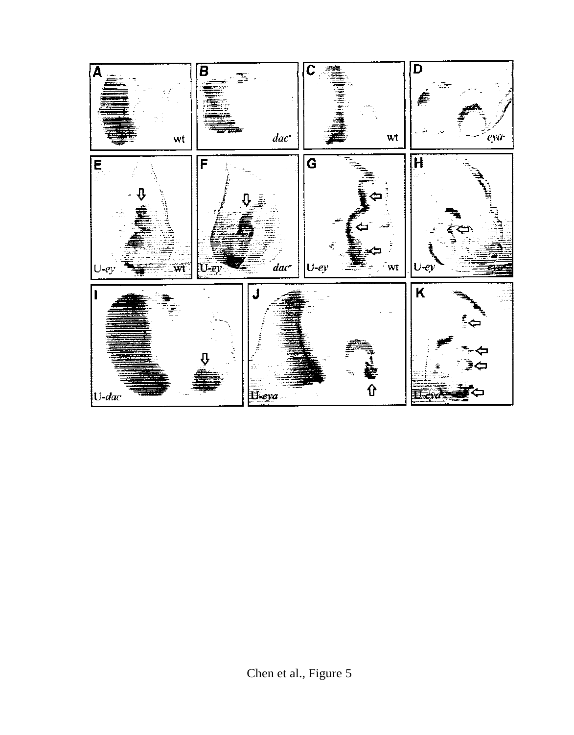A wt

B *dac*

C wt

D *eya*

E U-*ey* wt

F U-*ey* *dac*

G U-*ey* wt

H U-*ey* *eya*

I U-*dac*

J U-*eya*

K U-*eya*

Chen et al., Figure 5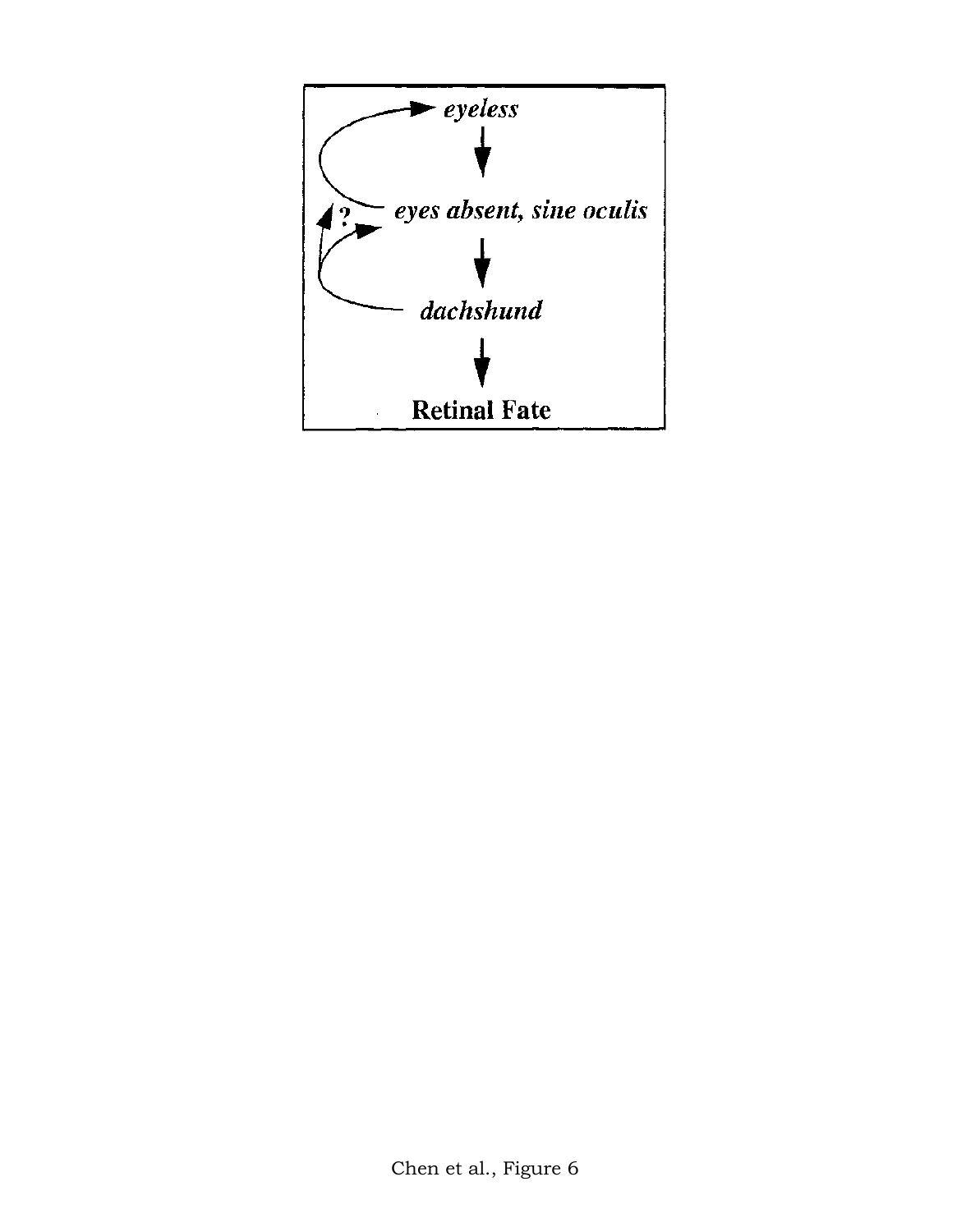*eyeless*

?

*eyes absent, sine oculis*

*dachshund*

**Retinal Fate**

Chen et al., Figure 6